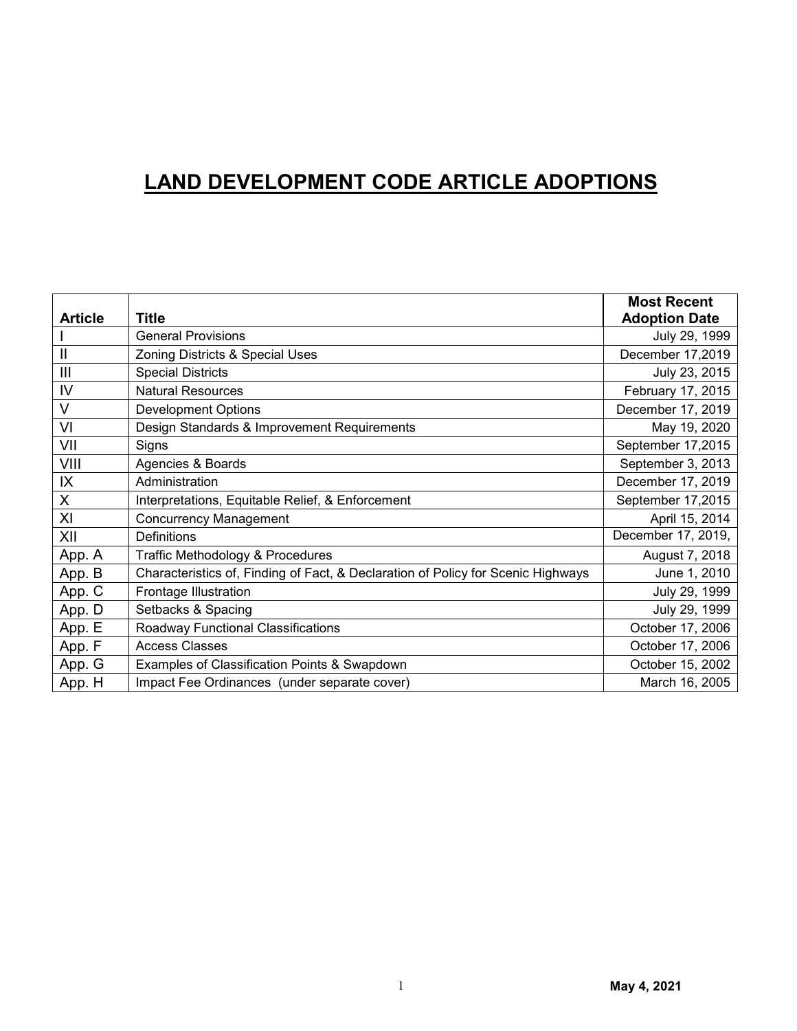# LAND DEVELOPMENT CODE ARTICLE ADOPTIONS

| Article | Title | Most Recent Adoption Date |
|---|---|---|
| I | General Provisions | July 29, 1999 |
| II | Zoning Districts & Special Uses | December 17,2019 |
| III | Special Districts | July 23, 2015 |
| IV | Natural Resources | February 17, 2015 |
| V | Development Options | December 17, 2019 |
| VI | Design Standards & Improvement Requirements | May 19, 2020 |
| VII | Signs | September 17,2015 |
| VIII | Agencies & Boards | September 3, 2013 |
| IX | Administration | December 17, 2019 |
| X | Interpretations, Equitable Relief, & Enforcement | September 17,2015 |
| XI | Concurrency Management | April 15, 2014 |
| XII | Definitions | December 17, 2019, |
| App. A | Traffic Methodology & Procedures | August 7, 2018 |
| App. B | Characteristics of, Finding of Fact, & Declaration of Policy for Scenic Highways | June 1, 2010 |
| App. C | Frontage Illustration | July 29, 1999 |
| App. D | Setbacks & Spacing | July 29, 1999 |
| App. E | Roadway Functional Classifications | October 17, 2006 |
| App. F | Access Classes | October 17, 2006 |
| App. G | Examples of Classification Points & Swapdown | October 15, 2002 |
| App. H | Impact Fee Ordinances (under separate cover) | March 16, 2005 |

**May 4, 2021**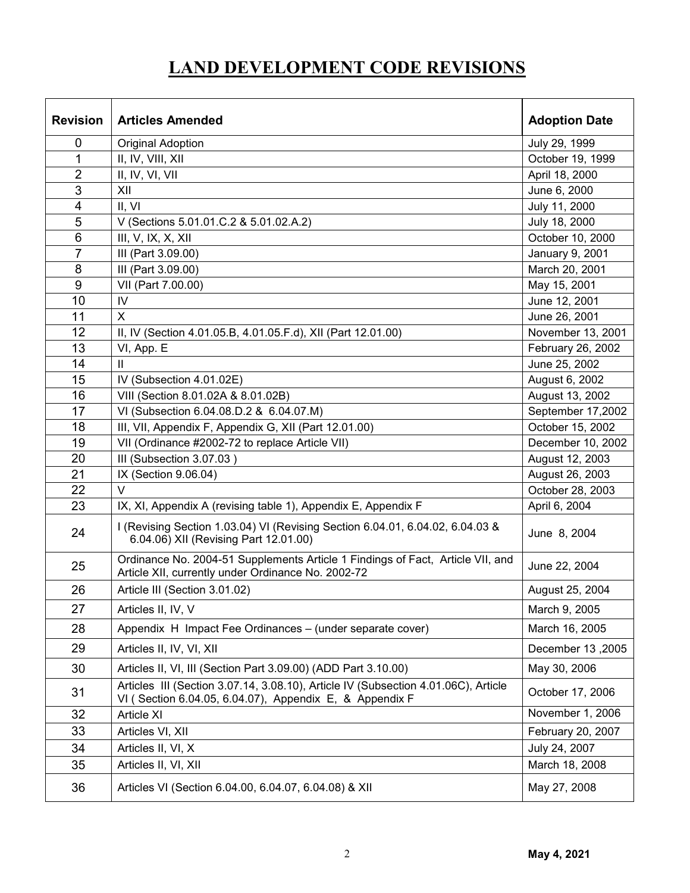# LAND DEVELOPMENT CODE REVISIONS

| Revision | Articles Amended | Adoption Date |
|---|---|---|
| 0 | Original Adoption | July 29, 1999 |
| 1 | II, IV, VIII, XII | October 19, 1999 |
| 2 | II, IV, VI, VII | April 18, 2000 |
| 3 | XII | June 6, 2000 |
| 4 | II, VI | July 11, 2000 |
| 5 | V (Sections 5.01.01.C.2 & 5.01.02.A.2) | July 18, 2000 |
| 6 | III, V, IX, X, XII | October 10, 2000 |
| 7 | III (Part 3.09.00) | January 9, 2001 |
| 8 | III (Part 3.09.00) | March 20, 2001 |
| 9 | VII (Part 7.00.00) | May 15, 2001 |
| 10 | IV | June 12, 2001 |
| 11 | X | June 26, 2001 |
| 12 | II, IV (Section 4.01.05.B, 4.01.05.F.d), XII (Part 12.01.00) | November 13, 2001 |
| 13 | VI, App. E | February 26, 2002 |
| 14 | II | June 25, 2002 |
| 15 | IV (Subsection 4.01.02E) | August 6, 2002 |
| 16 | VIII (Section 8.01.02A & 8.01.02B) | August 13, 2002 |
| 17 | VI (Subsection 6.04.08.D.2 & 6.04.07.M) | September 17,2002 |
| 18 | III, VII, Appendix F, Appendix G, XII (Part 12.01.00) | October 15, 2002 |
| 19 | VII (Ordinance #2002-72 to replace Article VII) | December 10, 2002 |
| 20 | III (Subsection 3.07.03 ) | August 12, 2003 |
| 21 | IX (Section 9.06.04) | August 26, 2003 |
| 22 | V | October 28, 2003 |
| 23 | IX, XI, Appendix A (revising table 1), Appendix E, Appendix F | April 6, 2004 |
| 24 | I (Revising Section 1.03.04) VI (Revising Section 6.04.01, 6.04.02, 6.04.03 & 6.04.06) XII (Revising Part 12.01.00) | June 8, 2004 |
| 25 | Ordinance No. 2004-51 Supplements Article 1 Findings of Fact, Article VII, and Article XII, currently under Ordinance No. 2002-72 | June 22, 2004 |
| 26 | Article III (Section 3.01.02) | August 25, 2004 |
| 27 | Articles II, IV, V | March 9, 2005 |
| 28 | Appendix H Impact Fee Ordinances – (under separate cover) | March 16, 2005 |
| 29 | Articles II, IV, VI, XII | December 13 ,2005 |
| 30 | Articles II, VI, III (Section Part 3.09.00) (ADD Part 3.10.00) | May 30, 2006 |
| 31 | Articles III (Section 3.07.14, 3.08.10), Article IV (Subsection 4.01.06C), Article VI ( Section 6.04.05, 6.04.07), Appendix E, & Appendix F | October 17, 2006 |
| 32 | Article XI | November 1, 2006 |
| 33 | Articles VI, XII | February 20, 2007 |
| 34 | Articles II, VI, X | July 24, 2007 |
| 35 | Articles II, VI, XII | March 18, 2008 |
| 36 | Articles VI (Section 6.04.00, 6.04.07, 6.04.08) & XII | May 27, 2008 |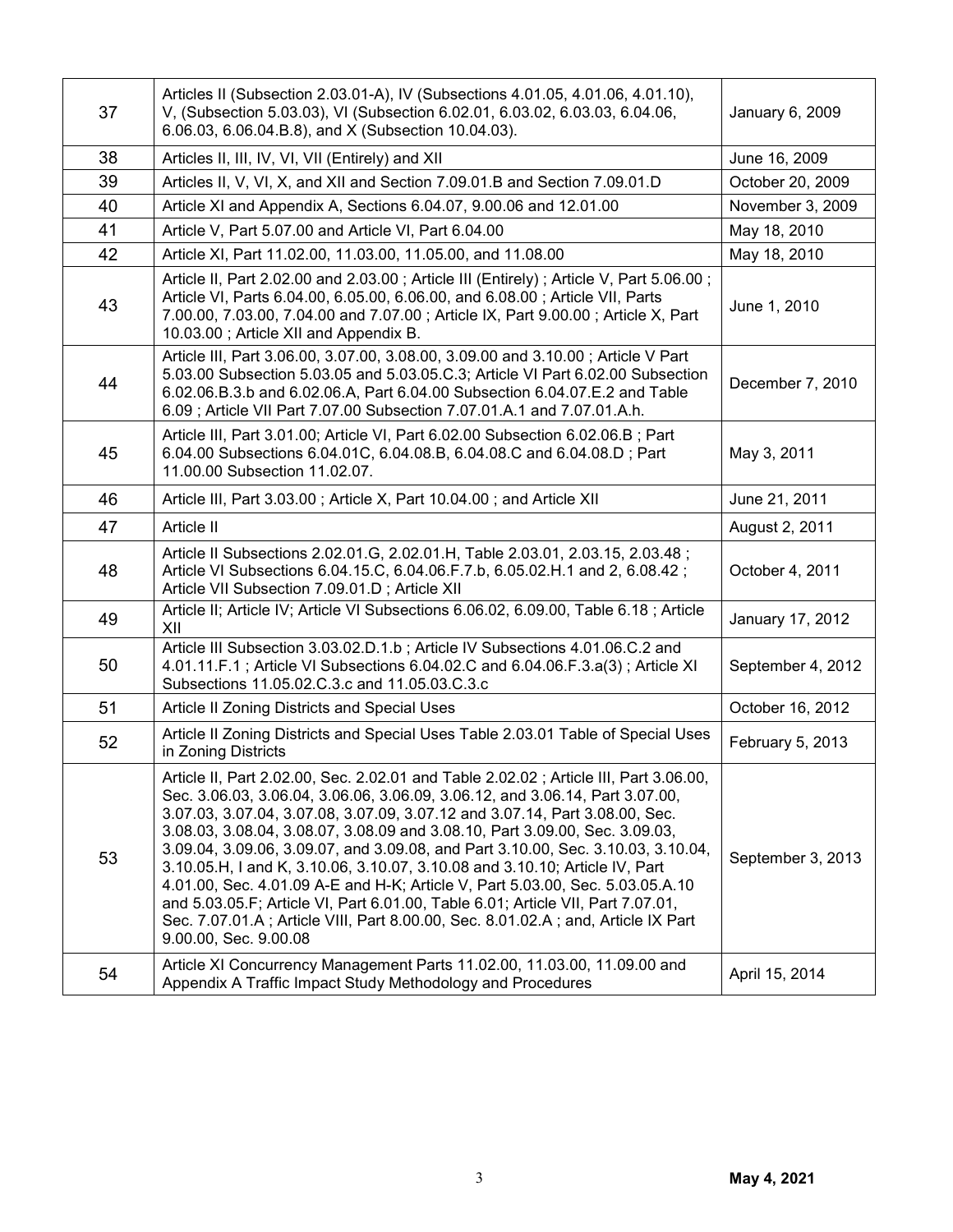| | | |
|---|---|---|
| 37 | Articles II (Subsection 2.03.01-A), IV (Subsections 4.01.05, 4.01.06, 4.01.10), V, (Subsection 5.03.03), VI (Subsection 6.02.01, 6.03.02, 6.03.03, 6.04.06, 6.06.03, 6.06.04.B.8), and X (Subsection 10.04.03). | January 6, 2009 |
| 38 | Articles II, III, IV, VI, VII (Entirely) and XII | June 16, 2009 |
| 39 | Articles II, V, VI, X, and XII and Section 7.09.01.B and Section 7.09.01.D | October 20, 2009 |
| 40 | Article XI and Appendix A, Sections 6.04.07, 9.00.06 and 12.01.00 | November 3, 2009 |
| 41 | Article V, Part 5.07.00 and Article VI, Part 6.04.00 | May 18, 2010 |
| 42 | Article XI, Part 11.02.00, 11.03.00, 11.05.00, and 11.08.00 | May 18, 2010 |
| 43 | Article II, Part 2.02.00 and 2.03.00 ; Article III (Entirely) ; Article V, Part 5.06.00 ; Article VI, Parts 6.04.00, 6.05.00, 6.06.00, and 6.08.00 ; Article VII, Parts 7.00.00, 7.03.00, 7.04.00 and 7.07.00 ; Article IX, Part 9.00.00 ; Article X, Part 10.03.00 ; Article XII and Appendix B. | June 1, 2010 |
| 44 | Article III, Part 3.06.00, 3.07.00, 3.08.00, 3.09.00 and 3.10.00 ; Article V Part 5.03.00 Subsection 5.03.05 and 5.03.05.C.3; Article VI Part 6.02.00 Subsection 6.02.06.B.3.b and 6.02.06.A, Part 6.04.00 Subsection 6.04.07.E.2 and Table 6.09 ; Article VII Part 7.07.00 Subsection 7.07.01.A.1 and 7.07.01.A.h. | December 7, 2010 |
| 45 | Article III, Part 3.01.00; Article VI, Part 6.02.00 Subsection 6.02.06.B ; Part 6.04.00 Subsections 6.04.01C, 6.04.08.B, 6.04.08.C and 6.04.08.D ; Part 11.00.00 Subsection 11.02.07. | May 3, 2011 |
| 46 | Article III, Part 3.03.00 ; Article X, Part 10.04.00 ; and Article XII | June 21, 2011 |
| 47 | Article II | August 2, 2011 |
| 48 | Article II Subsections 2.02.01.G, 2.02.01.H, Table 2.03.01, 2.03.15, 2.03.48 ; Article VI Subsections 6.04.15.C, 6.04.06.F.7.b, 6.05.02.H.1 and 2, 6.08.42 ; Article VII Subsection 7.09.01.D ; Article XII | October 4, 2011 |
| 49 | Article II; Article IV; Article VI Subsections 6.06.02, 6.09.00, Table 6.18 ; Article XII | January 17, 2012 |
| 50 | Article III Subsection 3.03.02.D.1.b ; Article IV Subsections 4.01.06.C.2 and 4.01.11.F.1 ; Article VI Subsections 6.04.02.C and 6.04.06.F.3.a(3) ; Article XI Subsections 11.05.02.C.3.c and 11.05.03.C.3.c | September 4, 2012 |
| 51 | Article II Zoning Districts and Special Uses | October 16, 2012 |
| 52 | Article II Zoning Districts and Special Uses Table 2.03.01 Table of Special Uses in Zoning Districts | February 5, 2013 |
| 53 | Article II, Part 2.02.00, Sec. 2.02.01 and Table 2.02.02 ; Article III, Part 3.06.00, Sec. 3.06.03, 3.06.04, 3.06.06, 3.06.09, 3.06.12, and 3.06.14, Part 3.07.00, 3.07.03, 3.07.04, 3.07.08, 3.07.09, 3.07.12 and 3.07.14, Part 3.08.00, Sec. 3.08.03, 3.08.04, 3.08.07, 3.08.09 and 3.08.10, Part 3.09.00, Sec. 3.09.03, 3.09.04, 3.09.06, 3.09.07, and 3.09.08, and Part 3.10.00, Sec. 3.10.03, 3.10.04, 3.10.05.H, I and K, 3.10.06, 3.10.07, 3.10.08 and 3.10.10; Article IV, Part 4.01.00, Sec. 4.01.09 A-E and H-K; Article V, Part 5.03.00, Sec. 5.03.05.A.10 and 5.03.05.F; Article VI, Part 6.01.00, Table 6.01; Article VII, Part 7.07.01, Sec. 7.07.01.A ; Article VIII, Part 8.00.00, Sec. 8.01.02.A ; and, Article IX Part 9.00.00, Sec. 9.00.08 | September 3, 2013 |
| 54 | Article XI Concurrency Management Parts 11.02.00, 11.03.00, 11.09.00 and Appendix A Traffic Impact Study Methodology and Procedures | April 15, 2014 |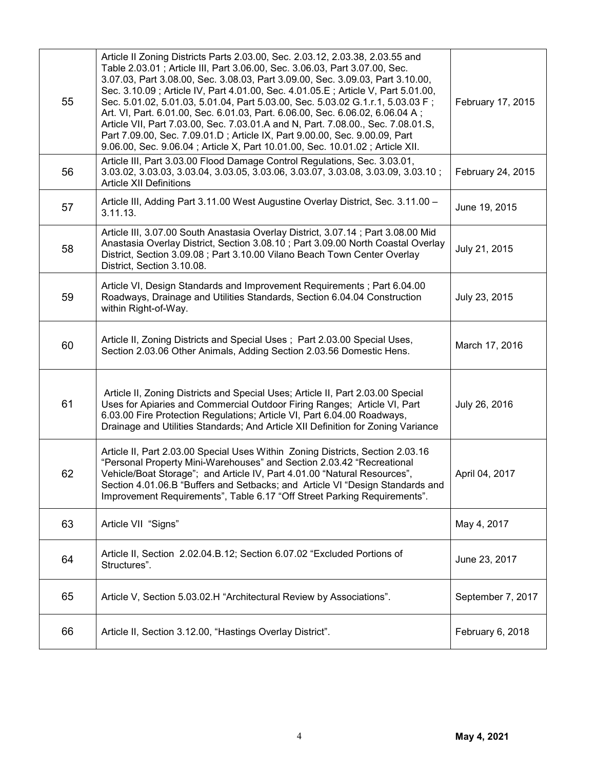| | | |
|---|---|---|
| 55 | Article II Zoning Districts Parts 2.03.00, Sec. 2.03.12, 2.03.38, 2.03.55 and Table 2.03.01 ; Article III, Part 3.06.00, Sec. 3.06.03, Part 3.07.00, Sec. 3.07.03, Part 3.08.00, Sec. 3.08.03, Part 3.09.00, Sec. 3.09.03, Part 3.10.00, Sec. 3.10.09 ; Article IV, Part 4.01.00, Sec. 4.01.05.E ; Article V, Part 5.01.00, Sec. 5.01.02, 5.01.03, 5.01.04, Part 5.03.00, Sec. 5.03.02 G.1.r.1, 5.03.03 F ; Art. VI, Part. 6.01.00, Sec. 6.01.03, Part. 6.06.00, Sec. 6.06.02, 6.06.04 A ; Article VII, Part 7.03.00, Sec. 7.03.01.A and N, Part. 7.08.00., Sec. 7.08.01.S, Part 7.09.00, Sec. 7.09.01.D ; Article IX, Part 9.00.00, Sec. 9.00.09, Part 9.06.00, Sec. 9.06.04 ; Article X, Part 10.01.00, Sec. 10.01.02 ; Article XII. | February 17, 2015 |
| 56 | Article III, Part 3.03.00 Flood Damage Control Regulations, Sec. 3.03.01, 3.03.02, 3.03.03, 3.03.04, 3.03.05, 3.03.06, 3.03.07, 3.03.08, 3.03.09, 3.03.10 ; Article XII Definitions | February 24, 2015 |
| 57 | Article III, Adding Part 3.11.00 West Augustine Overlay District, Sec. 3.11.00 – 3.11.13. | June 19, 2015 |
| 58 | Article III, 3.07.00 South Anastasia Overlay District, 3.07.14 ; Part 3.08.00 Mid Anastasia Overlay District, Section 3.08.10 ; Part 3.09.00 North Coastal Overlay District, Section 3.09.08 ; Part 3.10.00 Vilano Beach Town Center Overlay District, Section 3.10.08. | July 21, 2015 |
| 59 | Article VI, Design Standards and Improvement Requirements ; Part 6.04.00 Roadways, Drainage and Utilities Standards, Section 6.04.04 Construction within Right-of-Way. | July 23, 2015 |
| 60 | Article II, Zoning Districts and Special Uses ; Part 2.03.00 Special Uses, Section 2.03.06 Other Animals, Adding Section 2.03.56 Domestic Hens. | March 17, 2016 |
| 61 | Article II, Zoning Districts and Special Uses; Article II, Part 2.03.00 Special Uses for Apiaries and Commercial Outdoor Firing Ranges; Article VI, Part 6.03.00 Fire Protection Regulations; Article VI, Part 6.04.00 Roadways, Drainage and Utilities Standards; And Article XII Definition for Zoning Variance | July 26, 2016 |
| 62 | Article II, Part 2.03.00 Special Uses Within Zoning Districts, Section 2.03.16 "Personal Property Mini-Warehouses" and Section 2.03.42 "Recreational Vehicle/Boat Storage"; and Article IV, Part 4.01.00 "Natural Resources", Section 4.01.06.B "Buffers and Setbacks; and Article VI "Design Standards and Improvement Requirements", Table 6.17 "Off Street Parking Requirements". | April 04, 2017 |
| 63 | Article VII "Signs" | May 4, 2017 |
| 64 | Article II, Section 2.02.04.B.12; Section 6.07.02 "Excluded Portions of Structures". | June 23, 2017 |
| 65 | Article V, Section 5.03.02.H "Architectural Review by Associations". | September 7, 2017 |
| 66 | Article II, Section 3.12.00, "Hastings Overlay District". | February 6, 2018 |

**May 4, 2021**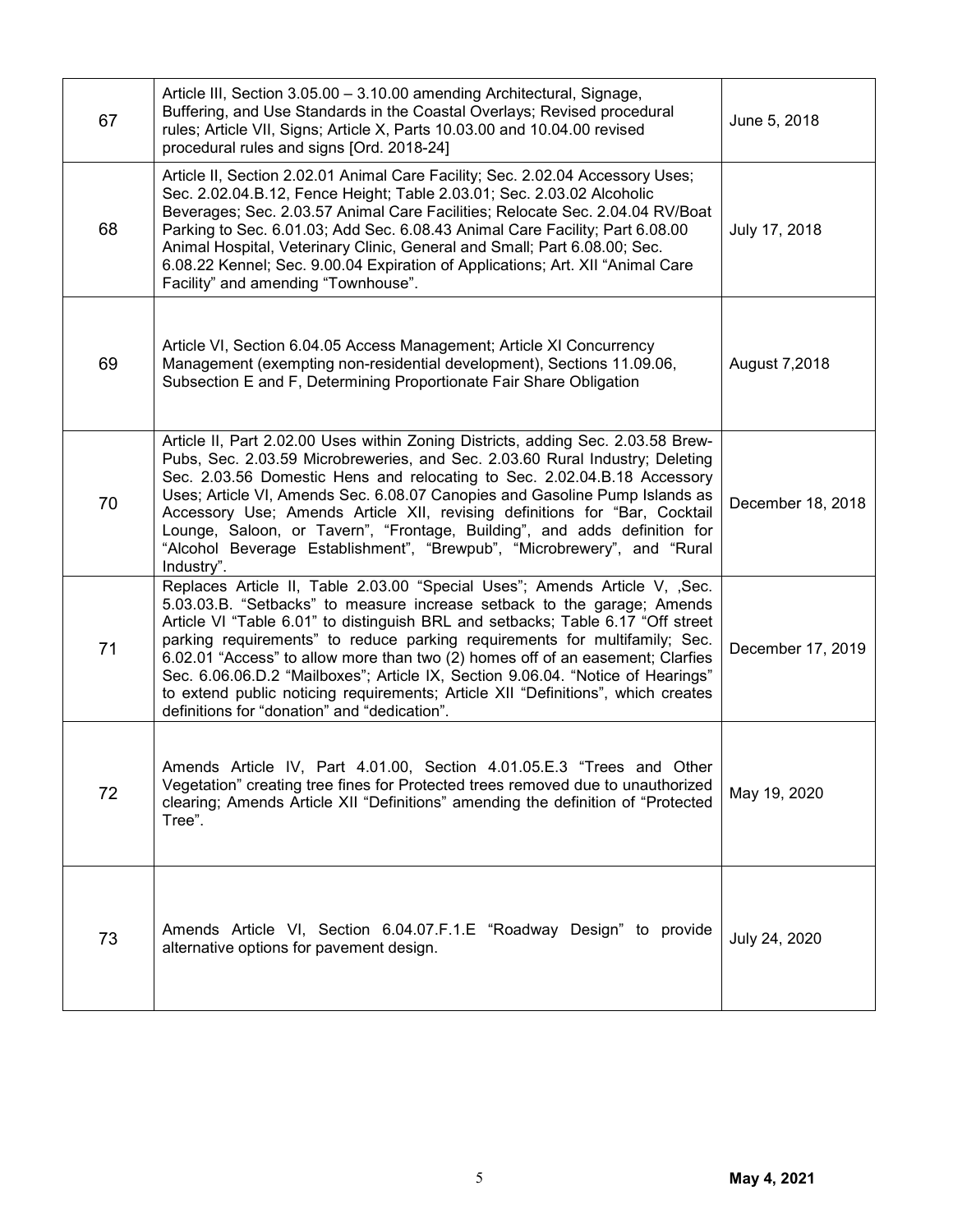| | | |
|---|---|---|
| 67 | Article III, Section 3.05.00 – 3.10.00 amending Architectural, Signage, Buffering, and Use Standards in the Coastal Overlays; Revised procedural rules; Article VII, Signs; Article X, Parts 10.03.00 and 10.04.00 revised procedural rules and signs [Ord. 2018-24] | June 5, 2018 |
| 68 | Article II, Section 2.02.01 Animal Care Facility; Sec. 2.02.04 Accessory Uses; Sec. 2.02.04.B.12, Fence Height; Table 2.03.01; Sec. 2.03.02 Alcoholic Beverages; Sec. 2.03.57 Animal Care Facilities; Relocate Sec. 2.04.04 RV/Boat Parking to Sec. 6.01.03; Add Sec. 6.08.43 Animal Care Facility; Part 6.08.00 Animal Hospital, Veterinary Clinic, General and Small; Part 6.08.00; Sec. 6.08.22 Kennel; Sec. 9.00.04 Expiration of Applications; Art. XII "Animal Care Facility" and amending "Townhouse". | July 17, 2018 |
| 69 | Article VI, Section 6.04.05 Access Management; Article XI Concurrency Management (exempting non-residential development), Sections 11.09.06, Subsection E and F, Determining Proportionate Fair Share Obligation | August 7,2018 |
| 70 | Article II, Part 2.02.00 Uses within Zoning Districts, adding Sec. 2.03.58 Brew-Pubs, Sec. 2.03.59 Microbreweries, and Sec. 2.03.60 Rural Industry; Deleting Sec. 2.03.56 Domestic Hens and relocating to Sec. 2.02.04.B.18 Accessory Uses; Article VI, Amends Sec. 6.08.07 Canopies and Gasoline Pump Islands as Accessory Use; Amends Article XII, revising definitions for "Bar, Cocktail Lounge, Saloon, or Tavern", "Frontage, Building", and adds definition for "Alcohol Beverage Establishment", "Brewpub", "Microbrewery", and "Rural Industry". | December 18, 2018 |
| 71 | Replaces Article II, Table 2.03.00 "Special Uses"; Amends Article V, ,Sec. 5.03.03.B. "Setbacks" to measure increase setback to the garage; Amends Article VI "Table 6.01" to distinguish BRL and setbacks; Table 6.17 "Off street parking requirements" to reduce parking requirements for multifamily; Sec. 6.02.01 "Access" to allow more than two (2) homes off of an easement; Clarfies Sec. 6.06.06.D.2 "Mailboxes"; Article IX, Section 9.06.04. "Notice of Hearings" to extend public noticing requirements; Article XII "Definitions", which creates definitions for "donation" and "dedication". | December 17, 2019 |
| 72 | Amends Article IV, Part 4.01.00, Section 4.01.05.E.3 "Trees and Other Vegetation" creating tree fines for Protected trees removed due to unauthorized clearing; Amends Article XII "Definitions" amending the definition of "Protected Tree". | May 19, 2020 |
| 73 | Amends Article VI, Section 6.04.07.F.1.E "Roadway Design" to provide alternative options for pavement design. | July 24, 2020 |

**May 4, 2021**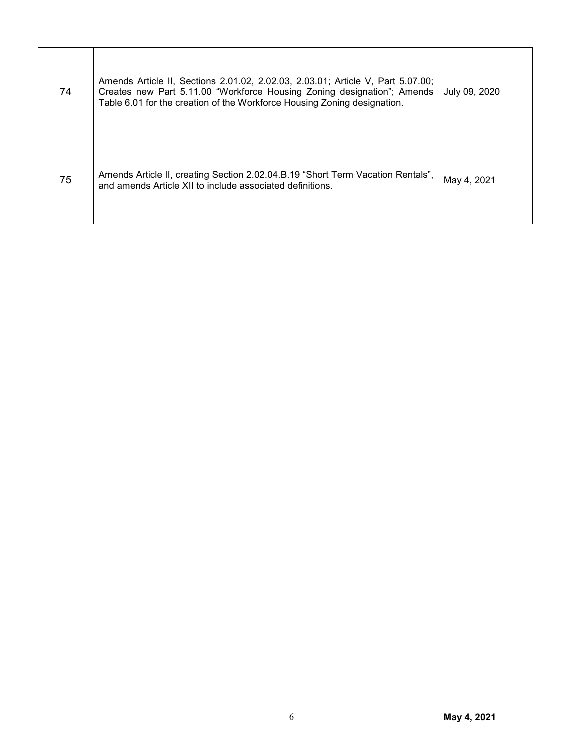| | | |
|---|---|---|
| 74 | Amends Article II, Sections 2.01.02, 2.02.03, 2.03.01; Article V, Part 5.07.00; Creates new Part 5.11.00 "Workforce Housing Zoning designation"; Amends Table 6.01 for the creation of the Workforce Housing Zoning designation. | July 09, 2020 |
| 75 | Amends Article II, creating Section 2.02.04.B.19 "Short Term Vacation Rentals", and amends Article XII to include associated definitions. | May 4, 2021 |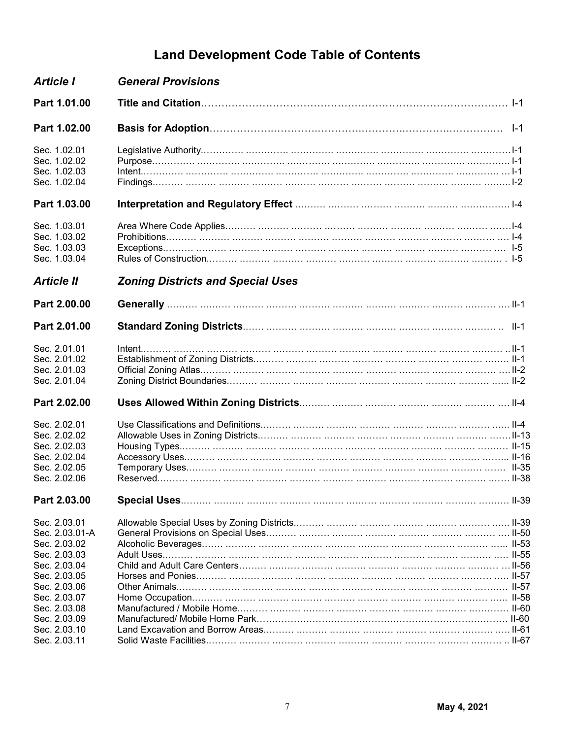# Land Development Code Table of Contents

| | | |
|---|---|---|
| ***Article I*** | ***General Provisions*** | |
| **Part 1.01.00** | **Title and Citation** | I-1 |
| **Part 1.02.00** | **Basis for Adoption** | I-1 |
| Sec. 1.02.01 | Legislative Authority | I-1 |
| Sec. 1.02.02 | Purpose | I-1 |
| Sec. 1.02.03 | Intent | I-1 |
| Sec. 1.02.04 | Findings | I-2 |
| **Part 1.03.00** | **Interpretation and Regulatory Effect** | I-4 |
| Sec. 1.03.01 | Area Where Code Applies | I-4 |
| Sec. 1.03.02 | Prohibitions | I-4 |
| Sec. 1.03.03 | Exceptions | I-5 |
| Sec. 1.03.04 | Rules of Construction | I-5 |
| ***Article II*** | ***Zoning Districts and Special Uses*** | |
| **Part 2.00.00** | **Generally** | II-1 |
| **Part 2.01.00** | **Standard Zoning Districts** | II-1 |
| Sec. 2.01.01 | Intent | II-1 |
| Sec. 2.01.02 | Establishment of Zoning Districts | II-1 |
| Sec. 2.01.03 | Official Zoning Atlas | II-2 |
| Sec. 2.01.04 | Zoning District Boundaries | II-2 |
| **Part 2.02.00** | **Uses Allowed Within Zoning Districts** | II-4 |
| Sec. 2.02.01 | Use Classifications and Definitions | II-4 |
| Sec. 2.02.02 | Allowable Uses in Zoning Districts | II-13 |
| Sec. 2.02.03 | Housing Types | II-15 |
| Sec. 2.02.04 | Accessory Uses | II-16 |
| Sec. 2.02.05 | Temporary Uses | II-35 |
| Sec. 2.02.06 | Reserved | II-38 |
| **Part 2.03.00** | **Special Uses** | II-39 |
| Sec. 2.03.01 | Allowable Special Uses by Zoning Districts | II-39 |
| Sec. 2.03.01-A | General Provisions on Special Uses | II-50 |
| Sec. 2.03.02 | Alcoholic Beverages | II-53 |
| Sec. 2.03.03 | Adult Uses | II-55 |
| Sec. 2.03.04 | Child and Adult Care Centers | II-56 |
| Sec. 2.03.05 | Horses and Ponies | II-57 |
| Sec. 2.03.06 | Other Animals | II-57 |
| Sec. 2.03.07 | Home Occupation | II-58 |
| Sec. 2.03.08 | Manufactured / Mobile Home | II-60 |
| Sec. 2.03.09 | Manufactured/ Mobile Home Park | II-60 |
| Sec. 2.03.10 | Land Excavation and Borrow Areas | II-61 |
| Sec. 2.03.11 | Solid Waste Facilities | II-67 |

**May 4, 2021**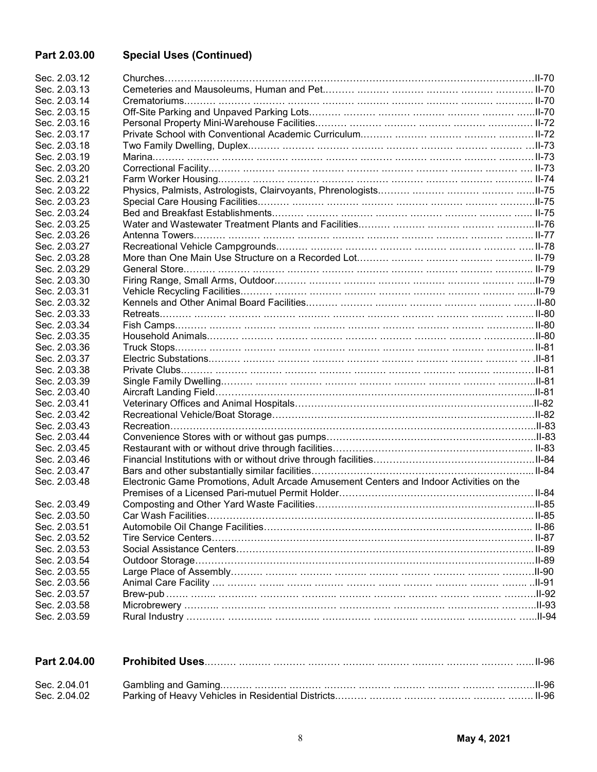## Part 2.03.00 Special Uses (Continued)

| Section | Title | Page |
|---|---|---|
| Sec. 2.03.12 | Churches | II-70 |
| Sec. 2.03.13 | Cemeteries and Mausoleums, Human and Pet | II-70 |
| Sec. 2.03.14 | Crematoriums | II-70 |
| Sec. 2.03.15 | Off-Site Parking and Unpaved Parking Lots | II-70 |
| Sec. 2.03.16 | Personal Property Mini-Warehouse Facilities | II-72 |
| Sec. 2.03.17 | Private School with Conventional Academic Curriculum | II-72 |
| Sec. 2.03.18 | Two Family Dwelling, Duplex | II-73 |
| Sec. 2.03.19 | Marina | II-73 |
| Sec. 2.03.20 | Correctional Facility | II-73 |
| Sec. 2.03.21 | Farm Worker Housing | II-74 |
| Sec. 2.03.22 | Physics, Palmists, Astrologists, Clairvoyants, Phrenologists | II-75 |
| Sec. 2.03.23 | Special Care Housing Facilities | II-75 |
| Sec. 2.03.24 | Bed and Breakfast Establishments | II-75 |
| Sec. 2.03.25 | Water and Wastewater Treatment Plants and Facilities | II-76 |
| Sec. 2.03.26 | Antenna Towers | II-77 |
| Sec. 2.03.27 | Recreational Vehicle Campgrounds | II-78 |
| Sec. 2.03.28 | More than One Main Use Structure on a Recorded Lot | II-79 |
| Sec. 2.03.29 | General Store | II-79 |
| Sec. 2.03.30 | Firing Range, Small Arms, Outdoor | II-79 |
| Sec. 2.03.31 | Vehicle Recycling Facilities | II-79 |
| Sec. 2.03.32 | Kennels and Other Animal Board Facilities | II-80 |
| Sec. 2.03.33 | Retreats | II-80 |
| Sec. 2.03.34 | Fish Camps | II-80 |
| Sec. 2.03.35 | Household Animals | II-80 |
| Sec. 2.03.36 | Truck Stops | II-81 |
| Sec. 2.03.37 | Electric Substations | II-81 |
| Sec. 2.03.38 | Private Clubs | II-81 |
| Sec. 2.03.39 | Single Family Dwelling | II-81 |
| Sec. 2.03.40 | Aircraft Landing Field | II-81 |
| Sec. 2.03.41 | Veterinary Offices and Animal Hospitals | II-82 |
| Sec. 2.03.42 | Recreational Vehicle/Boat Storage | II-82 |
| Sec. 2.03.43 | Recreation | II-83 |
| Sec. 2.03.44 | Convenience Stores with or without gas pumps | II-83 |
| Sec. 2.03.45 | Restaurant with or without drive through facilities | II-83 |
| Sec. 2.03.46 | Financial Institutions with or without drive through facilities | II-84 |
| Sec. 2.03.47 | Bars and other substantially similar facilities | II-84 |
| Sec. 2.03.48 | Electronic Game Promotions, Adult Arcade Amusement Centers and Indoor Activities on the Premises of a Licensed Pari-mutuel Permit Holder | II-84 |
| Sec. 2.03.49 | Composting and Other Yard Waste Facilities | II-85 |
| Sec. 2.03.50 | Car Wash Facilities | II-85 |
| Sec. 2.03.51 | Automobile Oil Change Facilities | II-86 |
| Sec. 2.03.52 | Tire Service Centers | II-87 |
| Sec. 2.03.53 | Social Assistance Centers | II-89 |
| Sec. 2.03.54 | Outdoor Storage | II-89 |
| Sec. 2.03.55 | Large Place of Assembly | II-90 |
| Sec. 2.03.56 | Animal Care Facility | II-91 |
| Sec. 2.03.57 | Brew-pub | II-92 |
| Sec. 2.03.58 | Microbrewery | II-93 |
| Sec. 2.03.59 | Rural Industry | II-94 |

## Part 2.04.00 Prohibited Uses ........ II-96

| Section | Title | Page |
|---|---|---|
| Sec. 2.04.01 | Gambling and Gaming | II-96 |
| Sec. 2.04.02 | Parking of Heavy Vehicles in Residential Districts | II-96 |

May 4, 2021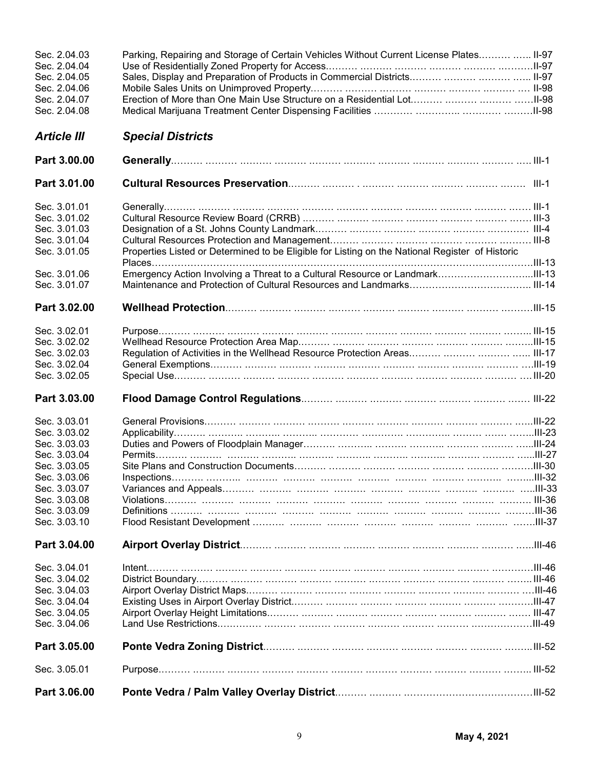| | | |
|---|---|---|
| Sec. 2.04.03 | Parking, Repairing and Storage of Certain Vehicles Without Current License Plates | II-97 |
| Sec. 2.04.04 | Use of Residentially Zoned Property for Access | II-97 |
| Sec. 2.04.05 | Sales, Display and Preparation of Products in Commercial Districts | II-97 |
| Sec. 2.04.06 | Mobile Sales Units on Unimproved Property | II-98 |
| Sec. 2.04.07 | Erection of More than One Main Use Structure on a Residential Lot | II-98 |
| Sec. 2.04.08 | Medical Marijuana Treatment Center Dispensing Facilities | II-98 |

## *Article III* *Special Districts*

| | | |
|---|---|---|
| **Part 3.00.00** | **Generally** | III-1 |
| **Part 3.01.00** | **Cultural Resources Preservation** | III-1 |
| Sec. 3.01.01 | Generally | III-1 |
| Sec. 3.01.02 | Cultural Resource Review Board (CRRB) | III-3 |
| Sec. 3.01.03 | Designation of a St. Johns County Landmark | III-4 |
| Sec. 3.01.04 | Cultural Resources Protection and Management | III-8 |
| Sec. 3.01.05 | Properties Listed or Determined to be Eligible for Listing on the National Register of Historic Places | III-13 |
| Sec. 3.01.06 | Emergency Action Involving a Threat to a Cultural Resource or Landmark | III-13 |
| Sec. 3.01.07 | Maintenance and Protection of Cultural Resources and Landmarks | III-14 |
| **Part 3.02.00** | **Wellhead Protection** | III-15 |
| Sec. 3.02.01 | Purpose | III-15 |
| Sec. 3.02.02 | Wellhead Resource Protection Area Map | III-15 |
| Sec. 3.02.03 | Regulation of Activities in the Wellhead Resource Protection Areas | III-17 |
| Sec. 3.02.04 | General Exemptions | III-19 |
| Sec. 3.02.05 | Special Use | III-20 |
| **Part 3.03.00** | **Flood Damage Control Regulations** | III-22 |
| Sec. 3.03.01 | General Provisions | III-22 |
| Sec. 3.03.02 | Applicability | III-23 |
| Sec. 3.03.03 | Duties and Powers of Floodplain Manager | III-24 |
| Sec. 3.03.04 | Permits | III-27 |
| Sec. 3.03.05 | Site Plans and Construction Documents | III-30 |
| Sec. 3.03.06 | Inspections | III-32 |
| Sec. 3.03.07 | Variances and Appeals | III-33 |
| Sec. 3.03.08 | Violations | III-36 |
| Sec. 3.03.09 | Definitions | III-36 |
| Sec. 3.03.10 | Flood Resistant Development | III-37 |
| **Part 3.04.00** | **Airport Overlay District** | III-46 |
| Sec. 3.04.01 | Intent | III-46 |
| Sec. 3.04.02 | District Boundary | III-46 |
| Sec. 3.04.03 | Airport Overlay District Maps | III-46 |
| Sec. 3.04.04 | Existing Uses in Airport Overlay District | III-47 |
| Sec. 3.04.05 | Airport Overlay Height Limitations | III-47 |
| Sec. 3.04.06 | Land Use Restrictions | III-49 |
| **Part 3.05.00** | **Ponte Vedra Zoning District** | III-52 |
| Sec. 3.05.01 | Purpose | III-52 |
| **Part 3.06.00** | **Ponte Vedra / Palm Valley Overlay District** | III-52 |

May 4, 2021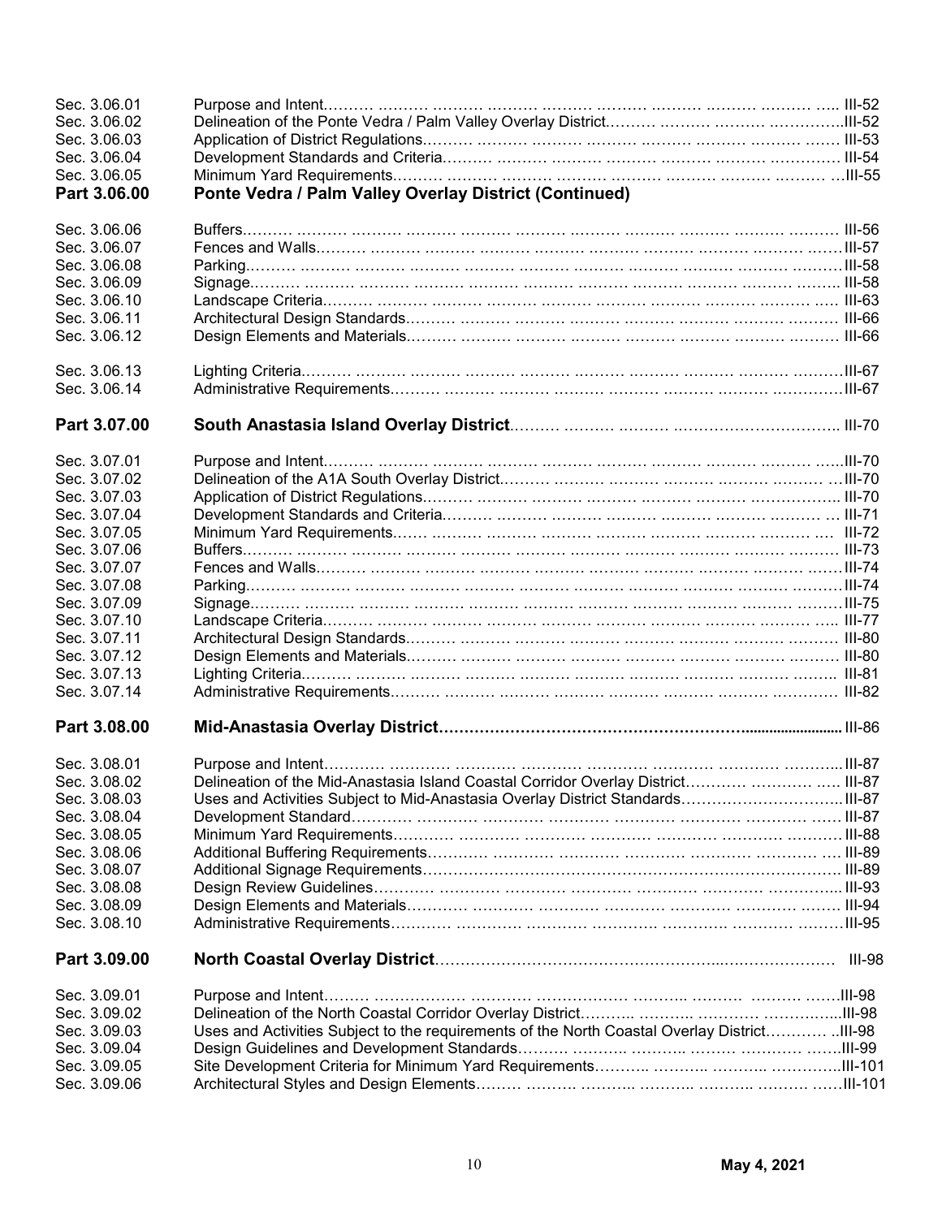| | | |
|---|---|---|
| Sec. 3.06.01 | Purpose and Intent | III-52 |
| Sec. 3.06.02 | Delineation of the Ponte Vedra / Palm Valley Overlay District | III-52 |
| Sec. 3.06.03 | Application of District Regulations | III-53 |
| Sec. 3.06.04 | Development Standards and Criteria | III-54 |
| Sec. 3.06.05 | Minimum Yard Requirements | III-55 |
| **Part 3.06.00** | **Ponte Vedra / Palm Valley Overlay District (Continued)** | |
| Sec. 3.06.06 | Buffers | III-56 |
| Sec. 3.06.07 | Fences and Walls | III-57 |
| Sec. 3.06.08 | Parking | III-58 |
| Sec. 3.06.09 | Signage | III-58 |
| Sec. 3.06.10 | Landscape Criteria | III-63 |
| Sec. 3.06.11 | Architectural Design Standards | III-66 |
| Sec. 3.06.12 | Design Elements and Materials | III-66 |
| Sec. 3.06.13 | Lighting Criteria | III-67 |
| Sec. 3.06.14 | Administrative Requirements | III-67 |
| **Part 3.07.00** | **South Anastasia Island Overlay District** | III-70 |
| Sec. 3.07.01 | Purpose and Intent | III-70 |
| Sec. 3.07.02 | Delineation of the A1A South Overlay District | III-70 |
| Sec. 3.07.03 | Application of District Regulations | III-70 |
| Sec. 3.07.04 | Development Standards and Criteria | III-71 |
| Sec. 3.07.05 | Minimum Yard Requirements | III-72 |
| Sec. 3.07.06 | Buffers | III-73 |
| Sec. 3.07.07 | Fences and Walls | III-74 |
| Sec. 3.07.08 | Parking | III-74 |
| Sec. 3.07.09 | Signage | III-75 |
| Sec. 3.07.10 | Landscape Criteria | III-77 |
| Sec. 3.07.11 | Architectural Design Standards | III-80 |
| Sec. 3.07.12 | Design Elements and Materials | III-80 |
| Sec. 3.07.13 | Lighting Criteria | III-81 |
| Sec. 3.07.14 | Administrative Requirements | III-82 |
| **Part 3.08.00** | **Mid-Anastasia Overlay District** | III-86 |
| Sec. 3.08.01 | Purpose and Intent | III-87 |
| Sec. 3.08.02 | Delineation of the Mid-Anastasia Island Coastal Corridor Overlay District | III-87 |
| Sec. 3.08.03 | Uses and Activities Subject to Mid-Anastasia Overlay District Standards | III-87 |
| Sec. 3.08.04 | Development Standard | III-87 |
| Sec. 3.08.05 | Minimum Yard Requirements | III-88 |
| Sec. 3.08.06 | Additional Buffering Requirements | III-89 |
| Sec. 3.08.07 | Additional Signage Requirements | III-89 |
| Sec. 3.08.08 | Design Review Guidelines | III-93 |
| Sec. 3.08.09 | Design Elements and Materials | III-94 |
| Sec. 3.08.10 | Administrative Requirements | III-95 |
| **Part 3.09.00** | **North Coastal Overlay District** | III-98 |
| Sec. 3.09.01 | Purpose and Intent | III-98 |
| Sec. 3.09.02 | Delineation of the North Coastal Corridor Overlay District | III-98 |
| Sec. 3.09.03 | Uses and Activities Subject to the requirements of the North Coastal Overlay District | III-98 |
| Sec. 3.09.04 | Design Guidelines and Development Standards | III-99 |
| Sec. 3.09.05 | Site Development Criteria for Minimum Yard Requirements | III-101 |
| Sec. 3.09.06 | Architectural Styles and Design Elements | III-101 |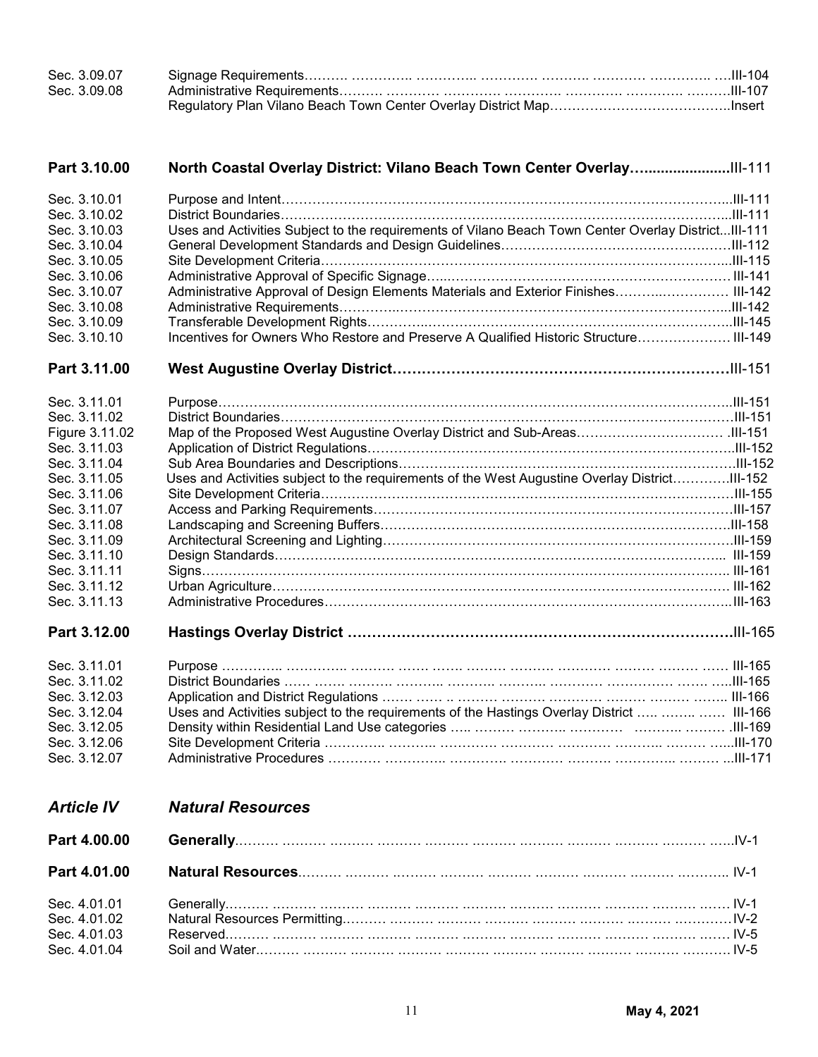| | | |
|---|---|---|
| Sec. 3.09.07 | Signage Requirements | III-104 |
| Sec. 3.09.08 | Administrative Requirements | III-107 |
| | Regulatory Plan Vilano Beach Town Center Overlay District Map | Insert |

| | | |
|---|---|---|
| **Part 3.10.00** | **North Coastal Overlay District: Vilano Beach Town Center Overlay** | **III-111** |
| Sec. 3.10.01 | Purpose and Intent | III-111 |
| Sec. 3.10.02 | District Boundaries | III-111 |
| Sec. 3.10.03 | Uses and Activities Subject to the requirements of Vilano Beach Town Center Overlay District | III-111 |
| Sec. 3.10.04 | General Development Standards and Design Guidelines | III-112 |
| Sec. 3.10.05 | Site Development Criteria | III-115 |
| Sec. 3.10.06 | Administrative Approval of Specific Signage | III-141 |
| Sec. 3.10.07 | Administrative Approval of Design Elements Materials and Exterior Finishes | III-142 |
| Sec. 3.10.08 | Administrative Requirements | III-142 |
| Sec. 3.10.09 | Transferable Development Rights | III-145 |
| Sec. 3.10.10 | Incentives for Owners Who Restore and Preserve A Qualified Historic Structure | III-149 |

| | | |
|---|---|---|
| **Part 3.11.00** | **West Augustine Overlay District** | **III-151** |
| Sec. 3.11.01 | Purpose | III-151 |
| Sec. 3.11.02 | District Boundaries | III-151 |
| Figure 3.11.02 | Map of the Proposed West Augustine Overlay District and Sub-Areas | III-151 |
| Sec. 3.11.03 | Application of District Regulations | III-152 |
| Sec. 3.11.04 | Sub Area Boundaries and Descriptions | III-152 |
| Sec. 3.11.05 | Uses and Activities subject to the requirements of the West Augustine Overlay District | III-152 |
| Sec. 3.11.06 | Site Development Criteria | III-155 |
| Sec. 3.11.07 | Access and Parking Requirements | III-157 |
| Sec. 3.11.08 | Landscaping and Screening Buffers | III-158 |
| Sec. 3.11.09 | Architectural Screening and Lighting | III-159 |
| Sec. 3.11.10 | Design Standards | III-159 |
| Sec. 3.11.11 | Signs | III-161 |
| Sec. 3.11.12 | Urban Agriculture | III-162 |
| Sec. 3.11.13 | Administrative Procedures | III-163 |

| | | |
|---|---|---|
| **Part 3.12.00** | **Hastings Overlay District** | **III-165** |
| Sec. 3.11.01 | Purpose | III-165 |
| Sec. 3.11.02 | District Boundaries | III-165 |
| Sec. 3.12.03 | Application and District Regulations | III-166 |
| Sec. 3.12.04 | Uses and Activities subject to the requirements of the Hastings Overlay District | III-166 |
| Sec. 3.12.05 | Density within Residential Land Use categories | III-169 |
| Sec. 3.12.06 | Site Development Criteria | III-170 |
| Sec. 3.12.07 | Administrative Procedures | III-171 |

## *Article IV* *Natural Resources*

| | | |
|---|---|---|
| **Part 4.00.00** | **Generally** | IV-1 |
| **Part 4.01.00** | **Natural Resources** | IV-1 |
| Sec. 4.01.01 | Generally | IV-1 |
| Sec. 4.01.02 | Natural Resources Permitting | IV-2 |
| Sec. 4.01.03 | Reserved | IV-5 |
| Sec. 4.01.04 | Soil and Water | IV-5 |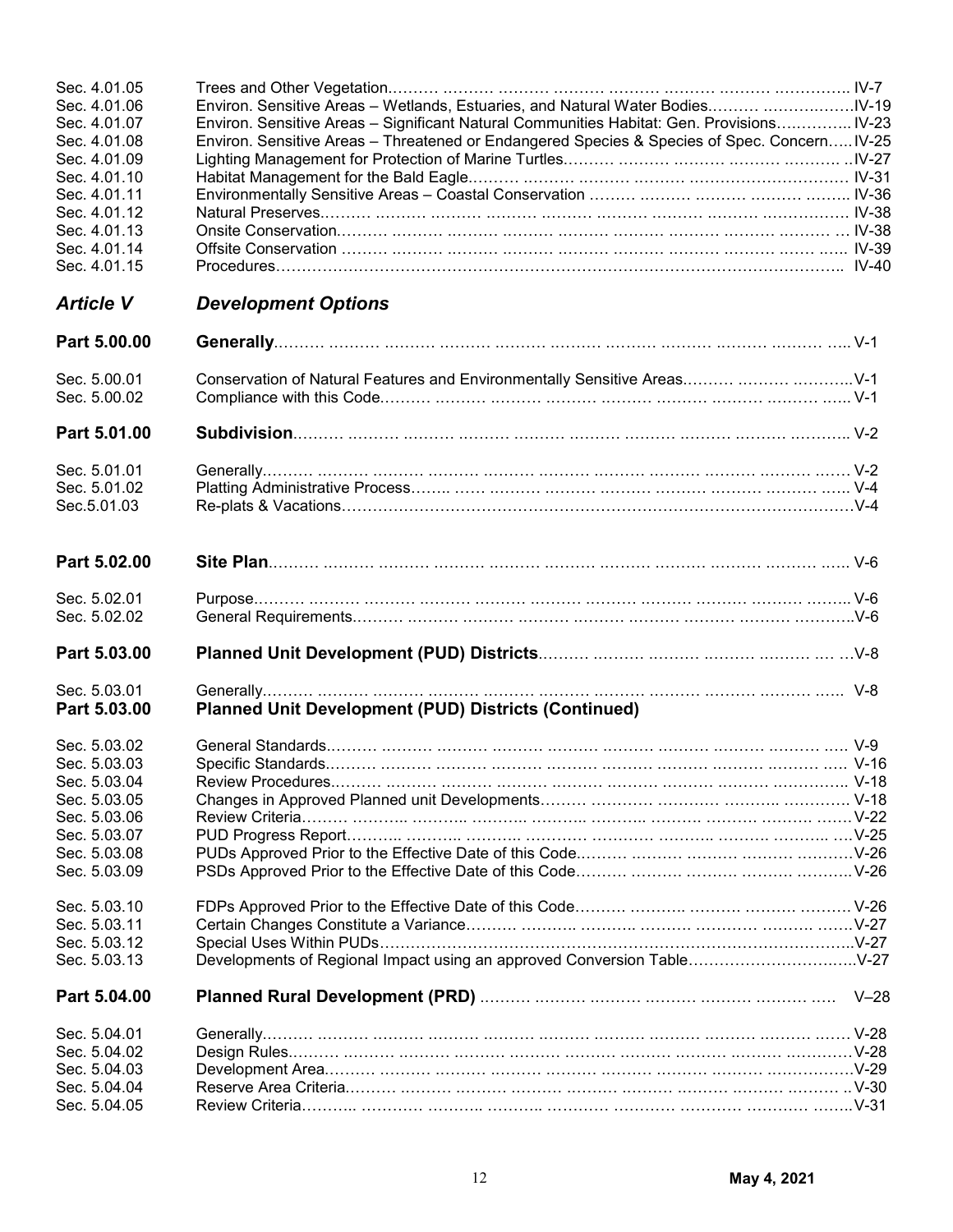| | | |
|---|---|---|
| Sec. 4.01.05 | Trees and Other Vegetation | IV-7 |
| Sec. 4.01.06 | Environ. Sensitive Areas – Wetlands, Estuaries, and Natural Water Bodies | IV-19 |
| Sec. 4.01.07 | Environ. Sensitive Areas – Significant Natural Communities Habitat: Gen. Provisions | IV-23 |
| Sec. 4.01.08 | Environ. Sensitive Areas – Threatened or Endangered Species & Species of Spec. Concern | IV-25 |
| Sec. 4.01.09 | Lighting Management for Protection of Marine Turtles | IV-27 |
| Sec. 4.01.10 | Habitat Management for the Bald Eagle | IV-31 |
| Sec. 4.01.11 | Environmentally Sensitive Areas – Coastal Conservation | IV-36 |
| Sec. 4.01.12 | Natural Preserves | IV-38 |
| Sec. 4.01.13 | Onsite Conservation | IV-38 |
| Sec. 4.01.14 | Offsite Conservation | IV-39 |
| Sec. 4.01.15 | Procedures | IV-40 |

## *Article V* *Development Options*

| | | |
|---|---|---|
| **Part 5.00.00** | **Generally** | V-1 |
| Sec. 5.00.01 | Conservation of Natural Features and Environmentally Sensitive Areas | V-1 |
| Sec. 5.00.02 | Compliance with this Code | V-1 |
| **Part 5.01.00** | **Subdivision** | V-2 |
| Sec. 5.01.01 | Generally | V-2 |
| Sec. 5.01.02 | Platting Administrative Process | V-4 |
| Sec.5.01.03 | Re-plats & Vacations | V-4 |
| **Part 5.02.00** | **Site Plan** | V-6 |
| Sec. 5.02.01 | Purpose | V-6 |
| Sec. 5.02.02 | General Requirements | V-6 |
| **Part 5.03.00** | **Planned Unit Development (PUD) Districts** | V-8 |
| Sec. 5.03.01 | Generally | V-8 |
| **Part 5.03.00** | **Planned Unit Development (PUD) Districts (Continued)** | |
| Sec. 5.03.02 | General Standards | V-9 |
| Sec. 5.03.03 | Specific Standards | V-16 |
| Sec. 5.03.04 | Review Procedures | V-18 |
| Sec. 5.03.05 | Changes in Approved Planned unit Developments | V-18 |
| Sec. 5.03.06 | Review Criteria | V-22 |
| Sec. 5.03.07 | PUD Progress Report | V-25 |
| Sec. 5.03.08 | PUDs Approved Prior to the Effective Date of this Code | V-26 |
| Sec. 5.03.09 | PSDs Approved Prior to the Effective Date of this Code | V-26 |
| Sec. 5.03.10 | FDPs Approved Prior to the Effective Date of this Code | V-26 |
| Sec. 5.03.11 | Certain Changes Constitute a Variance | V-27 |
| Sec. 5.03.12 | Special Uses Within PUDs | V-27 |
| Sec. 5.03.13 | Developments of Regional Impact using an approved Conversion Table | V-27 |
| **Part 5.04.00** | **Planned Rural Development (PRD)** | V–28 |
| Sec. 5.04.01 | Generally | V-28 |
| Sec. 5.04.02 | Design Rules | V-28 |
| Sec. 5.04.03 | Development Area | V-29 |
| Sec. 5.04.04 | Reserve Area Criteria | V-30 |
| Sec. 5.04.05 | Review Criteria | V-31 |

May 4, 2021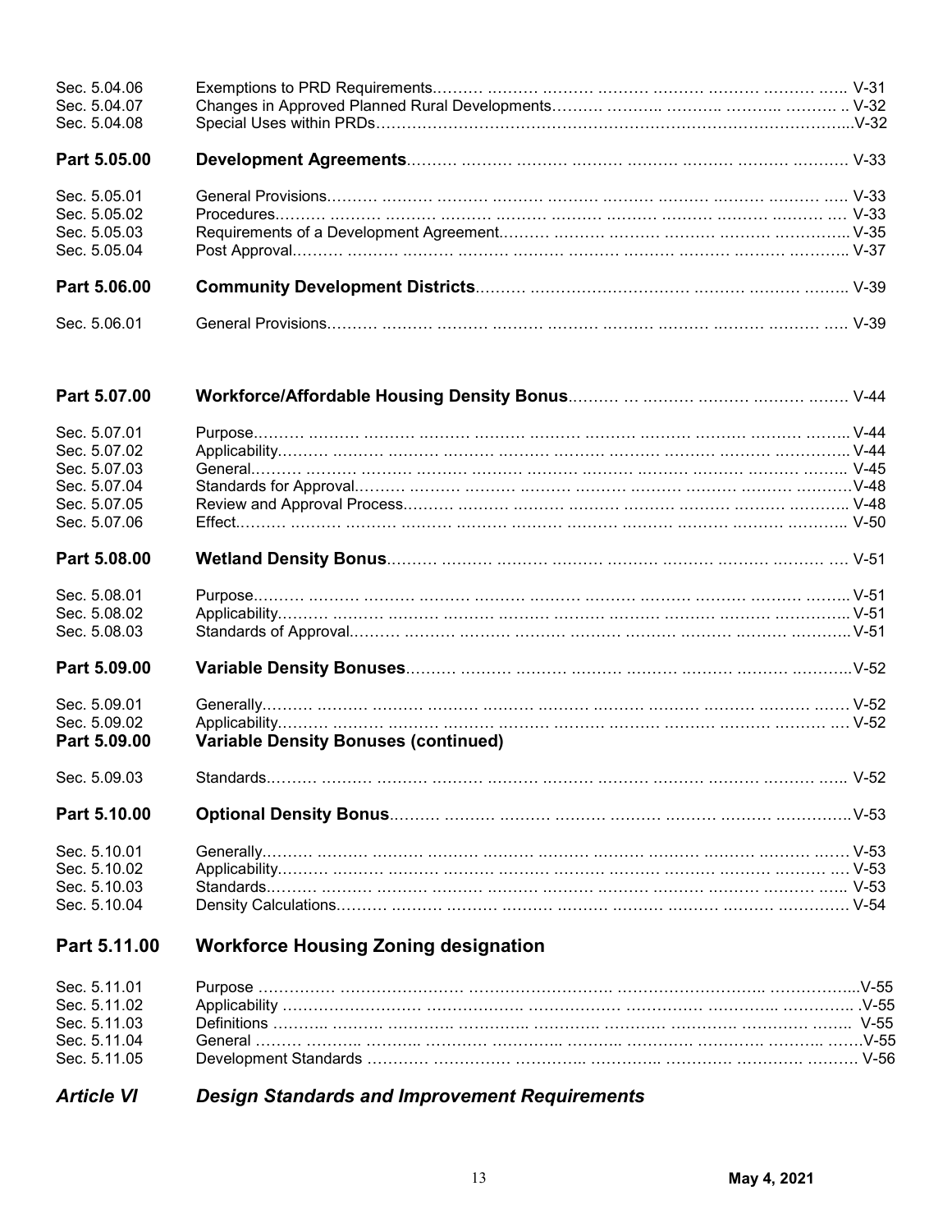| | | |
|---|---|---|
| Sec. 5.04.06 | Exemptions to PRD Requirements | V-31 |
| Sec. 5.04.07 | Changes in Approved Planned Rural Developments | V-32 |
| Sec. 5.04.08 | Special Uses within PRDs | V-32 |
| **Part 5.05.00** | **Development Agreements** | V-33 |
| Sec. 5.05.01 | General Provisions | V-33 |
| Sec. 5.05.02 | Procedures | V-33 |
| Sec. 5.05.03 | Requirements of a Development Agreement | V-35 |
| Sec. 5.05.04 | Post Approval | V-37 |
| **Part 5.06.00** | **Community Development Districts** | V-39 |
| Sec. 5.06.01 | General Provisions | V-39 |
| **Part 5.07.00** | **Workforce/Affordable Housing Density Bonus** | V-44 |
| Sec. 5.07.01 | Purpose | V-44 |
| Sec. 5.07.02 | Applicability | V-44 |
| Sec. 5.07.03 | General | V-45 |
| Sec. 5.07.04 | Standards for Approval | V-48 |
| Sec. 5.07.05 | Review and Approval Process | V-48 |
| Sec. 5.07.06 | Effect | V-50 |
| **Part 5.08.00** | **Wetland Density Bonus** | V-51 |
| Sec. 5.08.01 | Purpose | V-51 |
| Sec. 5.08.02 | Applicability | V-51 |
| Sec. 5.08.03 | Standards of Approval | V-51 |
| **Part 5.09.00** | **Variable Density Bonuses** | V-52 |
| Sec. 5.09.01 | Generally | V-52 |
| Sec. 5.09.02 | Applicability | V-52 |
| **Part 5.09.00** | **Variable Density Bonuses (continued)** | |
| Sec. 5.09.03 | Standards | V-52 |
| **Part 5.10.00** | **Optional Density Bonus** | V-53 |
| Sec. 5.10.01 | Generally | V-53 |
| Sec. 5.10.02 | Applicability | V-53 |
| Sec. 5.10.03 | Standards | V-53 |
| Sec. 5.10.04 | Density Calculations | V-54 |
| **Part 5.11.00** | **Workforce Housing Zoning designation** | |
| Sec. 5.11.01 | Purpose | V-55 |
| Sec. 5.11.02 | Applicability | V-55 |
| Sec. 5.11.03 | Definitions | V-55 |
| Sec. 5.11.04 | General | V-55 |
| Sec. 5.11.05 | Development Standards | V-56 |
| ***Article VI*** | ***Design Standards and Improvement Requirements*** | |

May 4, 2021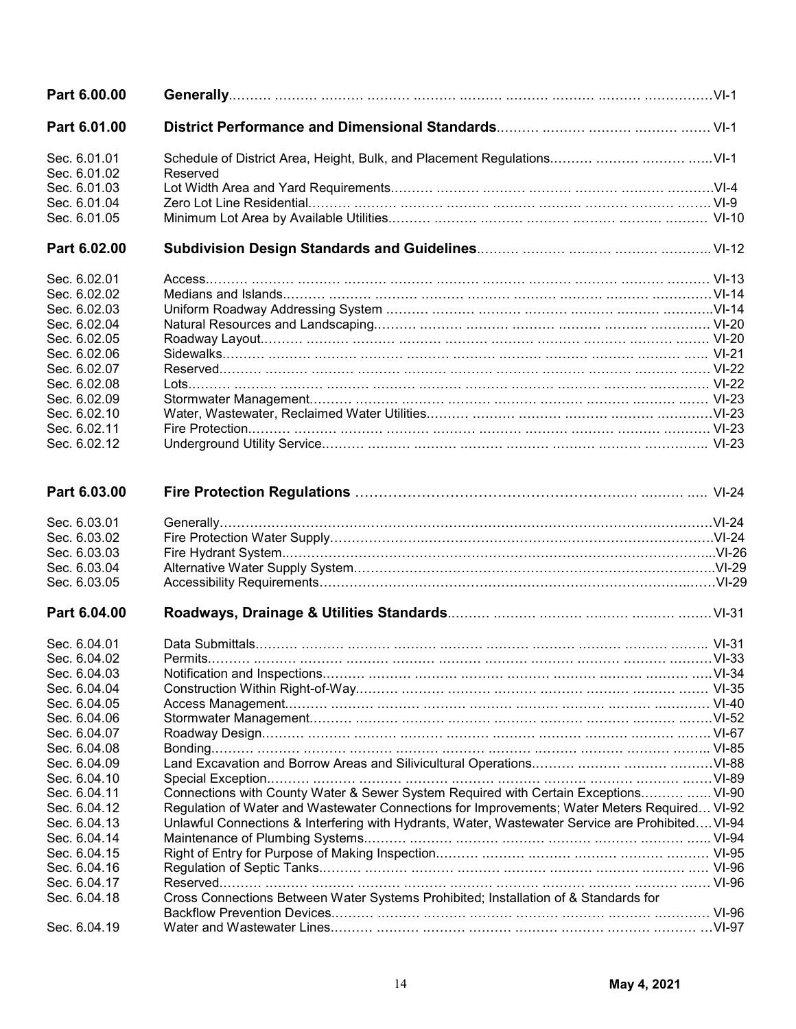| | | |
|---|---|---|
| **Part 6.00.00** | **Generally** | VI-1 |
| **Part 6.01.00** | **District Performance and Dimensional Standards** | VI-1 |
| Sec. 6.01.01 | Schedule of District Area, Height, Bulk, and Placement Regulations | VI-1 |
| Sec. 6.01.02 | Reserved | |
| Sec. 6.01.03 | Lot Width Area and Yard Requirements | VI-4 |
| Sec. 6.01.04 | Zero Lot Line Residential | VI-9 |
| Sec. 6.01.05 | Minimum Lot Area by Available Utilities | VI-10 |
| **Part 6.02.00** | **Subdivision Design Standards and Guidelines** | VI-12 |
| Sec. 6.02.01 | Access | VI-13 |
| Sec. 6.02.02 | Medians and Islands | VI-14 |
| Sec. 6.02.03 | Uniform Roadway Addressing System | VI-14 |
| Sec. 6.02.04 | Natural Resources and Landscaping | VI-20 |
| Sec. 6.02.05 | Roadway Layout | VI-20 |
| Sec. 6.02.06 | Sidewalks | VI-21 |
| Sec. 6.02.07 | Reserved | VI-22 |
| Sec. 6.02.08 | Lots | VI-22 |
| Sec. 6.02.09 | Stormwater Management | VI-23 |
| Sec. 6.02.10 | Water, Wastewater, Reclaimed Water Utilities | VI-23 |
| Sec. 6.02.11 | Fire Protection | VI-23 |
| Sec. 6.02.12 | Underground Utility Service | VI-23 |
| **Part 6.03.00** | **Fire Protection Regulations** | VI-24 |
| Sec. 6.03.01 | Generally | VI-24 |
| Sec. 6.03.02 | Fire Protection Water Supply | VI-24 |
| Sec. 6.03.03 | Fire Hydrant System | VI-26 |
| Sec. 6.03.04 | Alternative Water Supply System | VI-29 |
| Sec. 6.03.05 | Accessibility Requirements | VI-29 |
| **Part 6.04.00** | **Roadways, Drainage & Utilities Standards** | VI-31 |
| Sec. 6.04.01 | Data Submittals | VI-31 |
| Sec. 6.04.02 | Permits | VI-33 |
| Sec. 6.04.03 | Notification and Inspections | VI-34 |
| Sec. 6.04.04 | Construction Within Right-of-Way | VI-35 |
| Sec. 6.04.05 | Access Management | VI-40 |
| Sec. 6.04.06 | Stormwater Management | VI-52 |
| Sec. 6.04.07 | Roadway Design | VI-67 |
| Sec. 6.04.08 | Bonding | VI-85 |
| Sec. 6.04.09 | Land Excavation and Borrow Areas and Silivicultural Operations | VI-88 |
| Sec. 6.04.10 | Special Exception | VI-89 |
| Sec. 6.04.11 | Connections with County Water & Sewer System Required with Certain Exceptions | VI-90 |
| Sec. 6.04.12 | Regulation of Water and Wastewater Connections for Improvements; Water Meters Required | VI-92 |
| Sec. 6.04.13 | Unlawful Connections & Interfering with Hydrants, Water, Wastewater Service are Prohibited | VI-94 |
| Sec. 6.04.14 | Maintenance of Plumbing Systems | VI-94 |
| Sec. 6.04.15 | Right of Entry for Purpose of Making Inspection | VI-95 |
| Sec. 6.04.16 | Regulation of Septic Tanks | VI-96 |
| Sec. 6.04.17 | Reserved | VI-96 |
| Sec. 6.04.18 | Cross Connections Between Water Systems Prohibited; Installation of & Standards for Backflow Prevention Devices | VI-96 |
| Sec. 6.04.19 | Water and Wastewater Lines | VI-97 |

**May 4, 2021**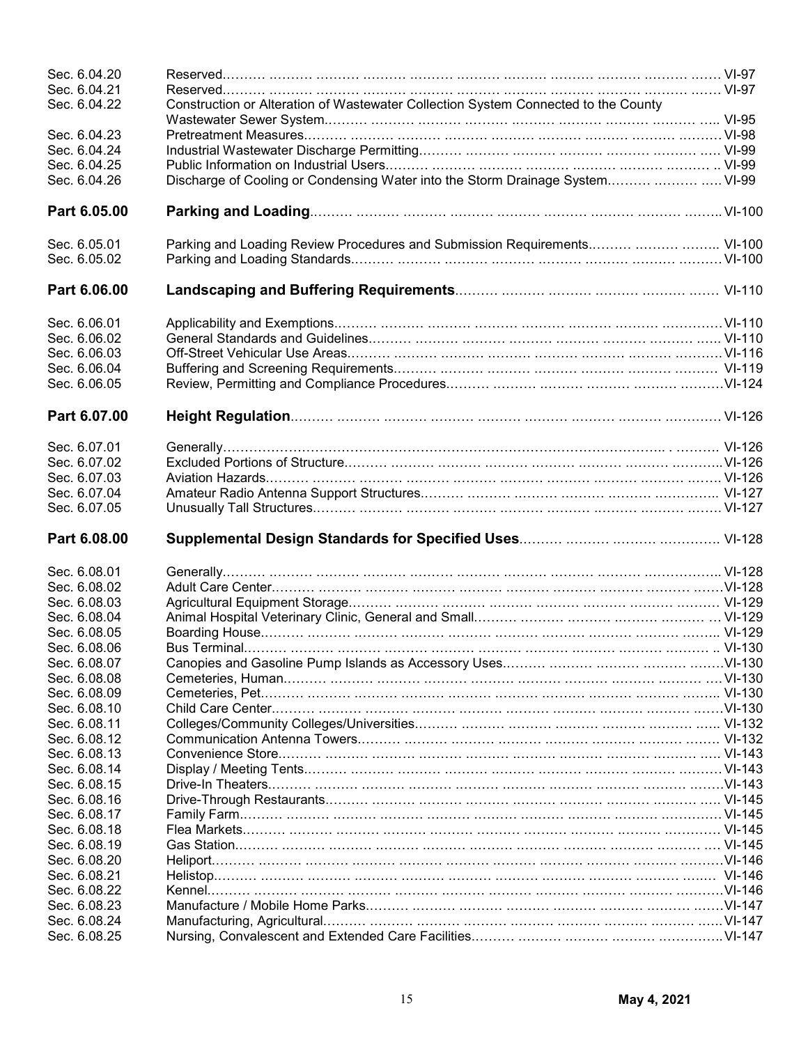| | | |
|---|---|---|
| Sec. 6.04.20 | Reserved | VI-97 |
| Sec. 6.04.21 | Reserved | VI-97 |
| Sec. 6.04.22 | Construction or Alteration of Wastewater Collection System Connected to the County Wastewater Sewer System | VI-95 |
| Sec. 6.04.23 | Pretreatment Measures | VI-98 |
| Sec. 6.04.24 | Industrial Wastewater Discharge Permitting | VI-99 |
| Sec. 6.04.25 | Public Information on Industrial Users | VI-99 |
| Sec. 6.04.26 | Discharge of Cooling or Condensing Water into the Storm Drainage System | VI-99 |
| **Part 6.05.00** | **Parking and Loading** | VI-100 |
| Sec. 6.05.01 | Parking and Loading Review Procedures and Submission Requirements | VI-100 |
| Sec. 6.05.02 | Parking and Loading Standards | VI-100 |
| **Part 6.06.00** | **Landscaping and Buffering Requirements** | VI-110 |
| Sec. 6.06.01 | Applicability and Exemptions | VI-110 |
| Sec. 6.06.02 | General Standards and Guidelines | VI-110 |
| Sec. 6.06.03 | Off-Street Vehicular Use Areas | VI-116 |
| Sec. 6.06.04 | Buffering and Screening Requirements | VI-119 |
| Sec. 6.06.05 | Review, Permitting and Compliance Procedures | VI-124 |
| **Part 6.07.00** | **Height Regulation** | VI-126 |
| Sec. 6.07.01 | Generally | VI-126 |
| Sec. 6.07.02 | Excluded Portions of Structure | VI-126 |
| Sec. 6.07.03 | Aviation Hazards | VI-126 |
| Sec. 6.07.04 | Amateur Radio Antenna Support Structures | VI-127 |
| Sec. 6.07.05 | Unusually Tall Structures | VI-127 |
| **Part 6.08.00** | **Supplemental Design Standards for Specified Uses** | VI-128 |
| Sec. 6.08.01 | Generally | VI-128 |
| Sec. 6.08.02 | Adult Care Center | VI-128 |
| Sec. 6.08.03 | Agricultural Equipment Storage | VI-129 |
| Sec. 6.08.04 | Animal Hospital Veterinary Clinic, General and Small | VI-129 |
| Sec. 6.08.05 | Boarding House | VI-129 |
| Sec. 6.08.06 | Bus Terminal | VI-130 |
| Sec. 6.08.07 | Canopies and Gasoline Pump Islands as Accessory Uses | VI-130 |
| Sec. 6.08.08 | Cemeteries, Human | VI-130 |
| Sec. 6.08.09 | Cemeteries, Pet | VI-130 |
| Sec. 6.08.10 | Child Care Center | VI-130 |
| Sec. 6.08.11 | Colleges/Community Colleges/Universities | VI-132 |
| Sec. 6.08.12 | Communication Antenna Towers | VI-132 |
| Sec. 6.08.13 | Convenience Store | VI-143 |
| Sec. 6.08.14 | Display / Meeting Tents | VI-143 |
| Sec. 6.08.15 | Drive-In Theaters | VI-143 |
| Sec. 6.08.16 | Drive-Through Restaurants | VI-145 |
| Sec. 6.08.17 | Family Farm | VI-145 |
| Sec. 6.08.18 | Flea Markets | VI-145 |
| Sec. 6.08.19 | Gas Station | VI-145 |
| Sec. 6.08.20 | Heliport | VI-146 |
| Sec. 6.08.21 | Helistop | VI-146 |
| Sec. 6.08.22 | Kennel | VI-146 |
| Sec. 6.08.23 | Manufacture / Mobile Home Parks | VI-147 |
| Sec. 6.08.24 | Manufacturing, Agricultural | VI-147 |
| Sec. 6.08.25 | Nursing, Convalescent and Extended Care Facilities | VI-147 |

May 4, 2021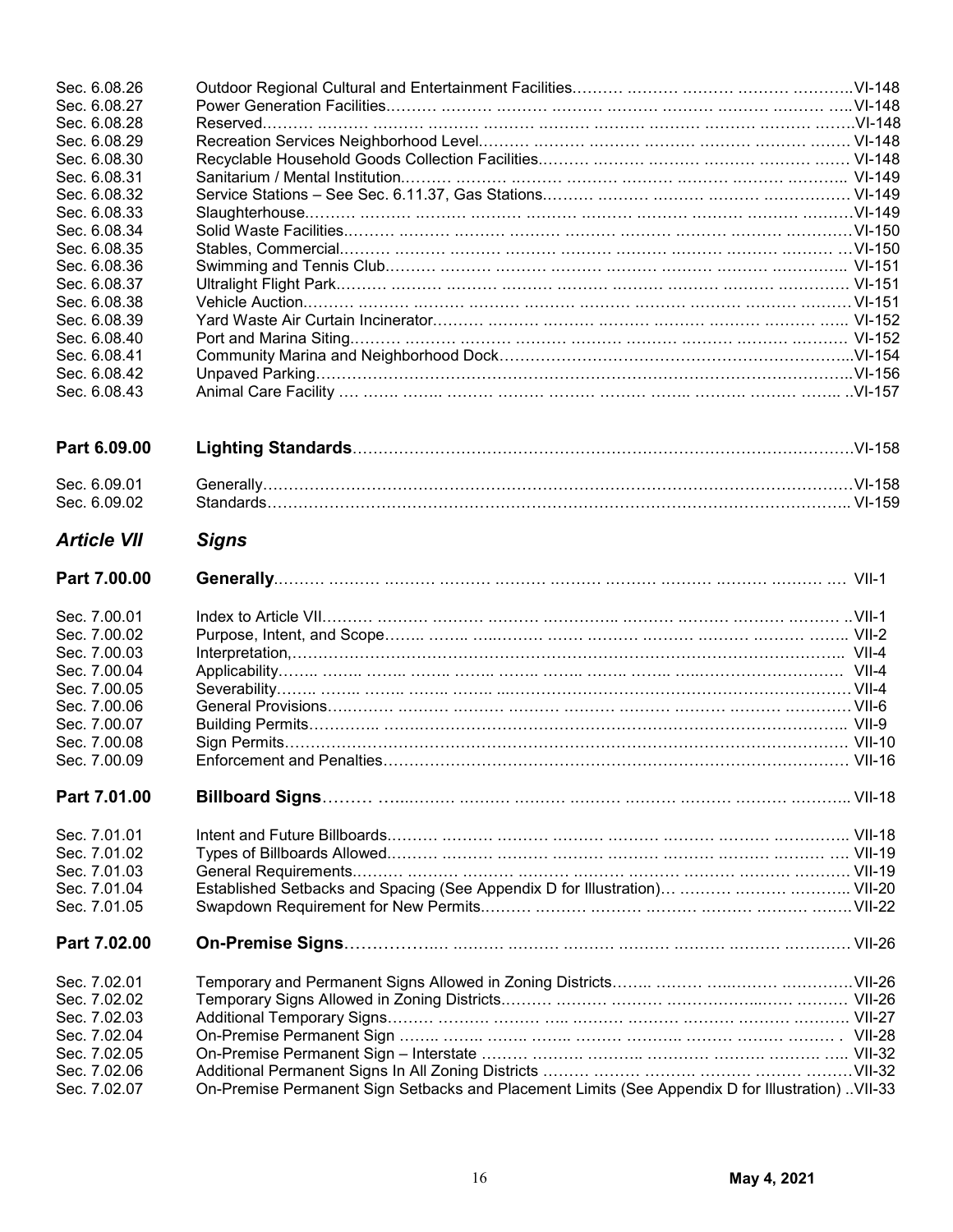| | | |
|---|---|---|
| Sec. 6.08.26 | Outdoor Regional Cultural and Entertainment Facilities | VI-148 |
| Sec. 6.08.27 | Power Generation Facilities | VI-148 |
| Sec. 6.08.28 | Reserved | VI-148 |
| Sec. 6.08.29 | Recreation Services Neighborhood Level | VI-148 |
| Sec. 6.08.30 | Recyclable Household Goods Collection Facilities | VI-148 |
| Sec. 6.08.31 | Sanitarium / Mental Institution | VI-149 |
| Sec. 6.08.32 | Service Stations – See Sec. 6.11.37, Gas Stations | VI-149 |
| Sec. 6.08.33 | Slaughterhouse | VI-149 |
| Sec. 6.08.34 | Solid Waste Facilities | VI-150 |
| Sec. 6.08.35 | Stables, Commercial | VI-150 |
| Sec. 6.08.36 | Swimming and Tennis Club | VI-151 |
| Sec. 6.08.37 | Ultralight Flight Park | VI-151 |
| Sec. 6.08.38 | Vehicle Auction | VI-151 |
| Sec. 6.08.39 | Yard Waste Air Curtain Incinerator | VI-152 |
| Sec. 6.08.40 | Port and Marina Siting | VI-152 |
| Sec. 6.08.41 | Community Marina and Neighborhood Dock | VI-154 |
| Sec. 6.08.42 | Unpaved Parking | VI-156 |
| Sec. 6.08.43 | Animal Care Facility | VI-157 |
| **Part 6.09.00** | **Lighting Standards** | VI-158 |
| Sec. 6.09.01 | Generally | VI-158 |
| Sec. 6.09.02 | Standards | VI-159 |
| ***Article VII*** | ***Signs*** | |
| **Part 7.00.00** | **Generally** | VII-1 |
| Sec. 7.00.01 | Index to Article VII | VII-1 |
| Sec. 7.00.02 | Purpose, Intent, and Scope | VII-2 |
| Sec. 7.00.03 | Interpretation, | VII-4 |
| Sec. 7.00.04 | Applicability | VII-4 |
| Sec. 7.00.05 | Severability | VII-4 |
| Sec. 7.00.06 | General Provisions | VII-6 |
| Sec. 7.00.07 | Building Permits | VII-9 |
| Sec. 7.00.08 | Sign Permits | VII-10 |
| Sec. 7.00.09 | Enforcement and Penalties | VII-16 |
| **Part 7.01.00** | **Billboard Signs** | VII-18 |
| Sec. 7.01.01 | Intent and Future Billboards | VII-18 |
| Sec. 7.01.02 | Types of Billboards Allowed | VII-19 |
| Sec. 7.01.03 | General Requirements | VII-19 |
| Sec. 7.01.04 | Established Setbacks and Spacing (See Appendix D for Illustration) | VII-20 |
| Sec. 7.01.05 | Swapdown Requirement for New Permits | VII-22 |
| **Part 7.02.00** | **On-Premise Signs** | VII-26 |
| Sec. 7.02.01 | Temporary and Permanent Signs Allowed in Zoning Districts | VII-26 |
| Sec. 7.02.02 | Temporary Signs Allowed in Zoning Districts | VII-26 |
| Sec. 7.02.03 | Additional Temporary Signs | VII-27 |
| Sec. 7.02.04 | On-Premise Permanent Sign | VII-28 |
| Sec. 7.02.05 | On-Premise Permanent Sign – Interstate | VII-32 |
| Sec. 7.02.06 | Additional Permanent Signs In All Zoning Districts | VII-32 |
| Sec. 7.02.07 | On-Premise Permanent Sign Setbacks and Placement Limits (See Appendix D for Illustration) | VII-33 |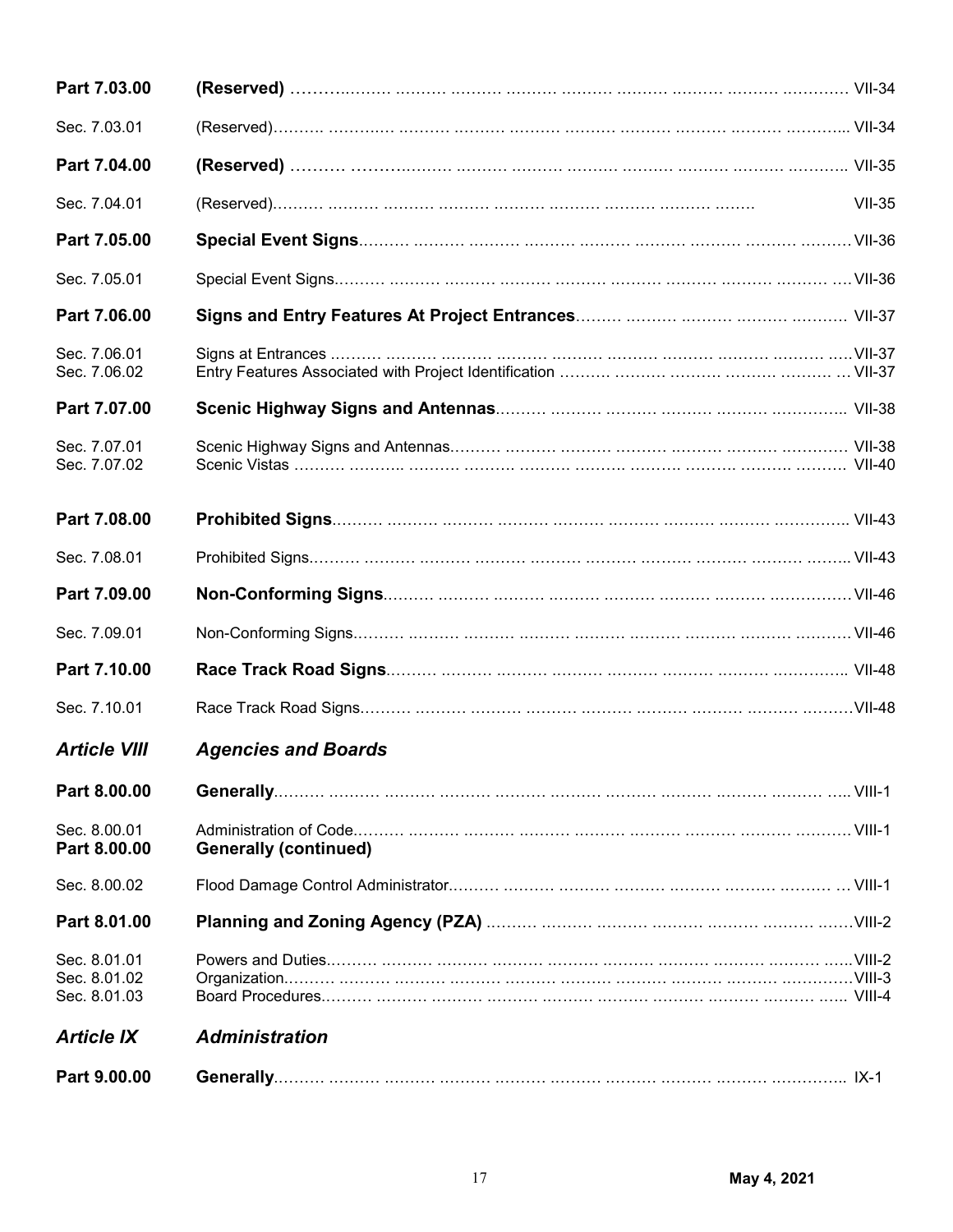| | | |
|---|---|---|
| **Part 7.03.00** | **(Reserved)** | VII-34 |
| Sec. 7.03.01 | (Reserved) | VII-34 |
| **Part 7.04.00** | **(Reserved)** | VII-35 |
| Sec. 7.04.01 | (Reserved) | VII-35 |
| **Part 7.05.00** | **Special Event Signs** | VII-36 |
| Sec. 7.05.01 | Special Event Signs | VII-36 |
| **Part 7.06.00** | **Signs and Entry Features At Project Entrances** | VII-37 |
| Sec. 7.06.01 | Signs at Entrances | VII-37 |
| Sec. 7.06.02 | Entry Features Associated with Project Identification | VII-37 |
| **Part 7.07.00** | **Scenic Highway Signs and Antennas** | VII-38 |
| Sec. 7.07.01 | Scenic Highway Signs and Antennas | VII-38 |
| Sec. 7.07.02 | Scenic Vistas | VII-40 |
| **Part 7.08.00** | **Prohibited Signs** | VII-43 |
| Sec. 7.08.01 | Prohibited Signs | VII-43 |
| **Part 7.09.00** | **Non-Conforming Signs** | VII-46 |
| Sec. 7.09.01 | Non-Conforming Signs | VII-46 |
| **Part 7.10.00** | **Race Track Road Signs** | VII-48 |
| Sec. 7.10.01 | Race Track Road Signs | VII-48 |
| ***Article VIII*** | ***Agencies and Boards*** | |
| **Part 8.00.00** | **Generally** | VIII-1 |
| Sec. 8.00.01 | Administration of Code | VIII-1 |
| **Part 8.00.00** | **Generally (continued)** | |
| Sec. 8.00.02 | Flood Damage Control Administrator | VIII-1 |
| **Part 8.01.00** | **Planning and Zoning Agency (PZA)** | VIII-2 |
| Sec. 8.01.01 | Powers and Duties | VIII-2 |
| Sec. 8.01.02 | Organization | VIII-3 |
| Sec. 8.01.03 | Board Procedures | VIII-4 |
| ***Article IX*** | ***Administration*** | |
| **Part 9.00.00** | **Generally** | IX-1 |

May 4, 2021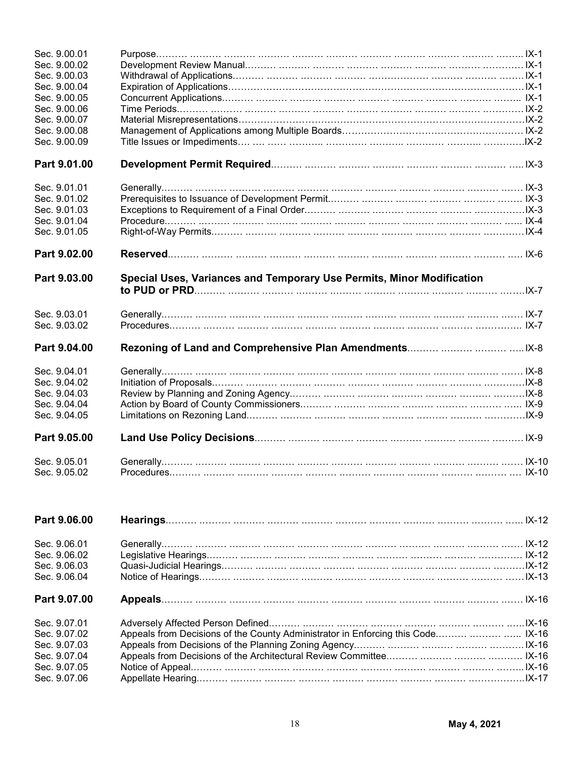| | | |
|---|---|---|
| Sec. 9.00.01 | Purpose | IX-1 |
| Sec. 9.00.02 | Development Review Manual | IX-1 |
| Sec. 9.00.03 | Withdrawal of Applications | IX-1 |
| Sec. 9.00.04 | Expiration of Applications | IX-1 |
| Sec. 9.00.05 | Concurrent Applications | IX-1 |
| Sec. 9.00.06 | Time Periods | IX-2 |
| Sec. 9.00.07 | Material Misrepresentations | IX-2 |
| Sec. 9.00.08 | Management of Applications among Multiple Boards | IX-2 |
| Sec. 9.00.09 | Title Issues or Impediments | IX-2 |
| **Part 9.01.00** | **Development Permit Required** | IX-3 |
| Sec. 9.01.01 | Generally | IX-3 |
| Sec. 9.01.02 | Prerequisites to Issuance of Development Permit | IX-3 |
| Sec. 9.01.03 | Exceptions to Requirement of a Final Order | IX-3 |
| Sec. 9.01.04 | Procedure | IX-4 |
| Sec. 9.01.05 | Right-of-Way Permits | IX-4 |
| **Part 9.02.00** | **Reserved** | IX-6 |
| **Part 9.03.00** | **Special Uses, Variances and Temporary Use Permits, Minor Modification to PUD or PRD** | IX-7 |
| Sec. 9.03.01 | Generally | IX-7 |
| Sec. 9.03.02 | Procedures | IX-7 |
| **Part 9.04.00** | **Rezoning of Land and Comprehensive Plan Amendments** | IX-8 |
| Sec. 9.04.01 | Generally | IX-8 |
| Sec. 9.04.02 | Initiation of Proposals | IX-8 |
| Sec. 9.04.03 | Review by Planning and Zoning Agency | IX-8 |
| Sec. 9.04.04 | Action by Board of County Commissioners | IX-9 |
| Sec. 9.04.05 | Limitations on Rezoning Land | IX-9 |
| **Part 9.05.00** | **Land Use Policy Decisions** | IX-9 |
| Sec. 9.05.01 | Generally | IX-10 |
| Sec. 9.05.02 | Procedures | IX-10 |
| **Part 9.06.00** | **Hearings** | IX-12 |
| Sec. 9.06.01 | Generally | IX-12 |
| Sec. 9.06.02 | Legislative Hearings | IX-12 |
| Sec. 9.06.03 | Quasi-Judicial Hearings | IX-12 |
| Sec. 9.06.04 | Notice of Hearings | IX-13 |
| **Part 9.07.00** | **Appeals** | IX-16 |
| Sec. 9.07.01 | Adversely Affected Person Defined | IX-16 |
| Sec. 9.07.02 | Appeals from Decisions of the County Administrator in Enforcing this Code | IX-16 |
| Sec. 9.07.03 | Appeals from Decisions of the Planning Zoning Agency | IX-16 |
| Sec. 9.07.04 | Appeals from Decisions of the Architectural Review Committee | IX-16 |
| Sec. 9.07.05 | Notice of Appeal | IX-16 |
| Sec. 9.07.06 | Appellate Hearing | IX-17 |

May 4, 2021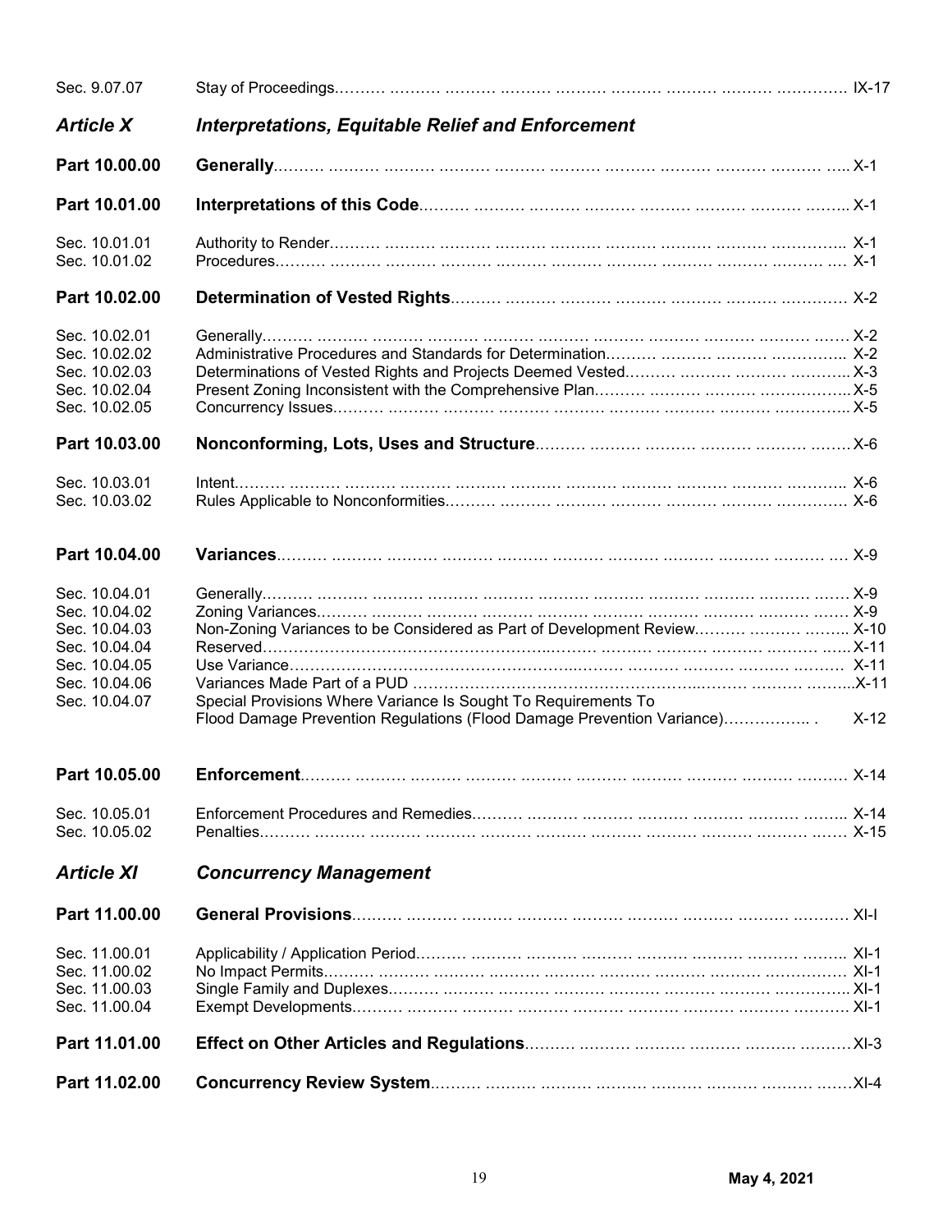| | | |
|---|---|---|
| Sec. 9.07.07 | Stay of Proceedings | IX-17 |
| ***Article X*** | ***Interpretations, Equitable Relief and Enforcement*** | |
| **Part 10.00.00** | **Generally** | X-1 |
| **Part 10.01.00** | **Interpretations of this Code** | X-1 |
| Sec. 10.01.01 | Authority to Render | X-1 |
| Sec. 10.01.02 | Procedures | X-1 |
| **Part 10.02.00** | **Determination of Vested Rights** | X-2 |
| Sec. 10.02.01 | Generally | X-2 |
| Sec. 10.02.02 | Administrative Procedures and Standards for Determination | X-2 |
| Sec. 10.02.03 | Determinations of Vested Rights and Projects Deemed Vested | X-3 |
| Sec. 10.02.04 | Present Zoning Inconsistent with the Comprehensive Plan | X-5 |
| Sec. 10.02.05 | Concurrency Issues | X-5 |
| **Part 10.03.00** | **Nonconforming, Lots, Uses and Structure** | X-6 |
| Sec. 10.03.01 | Intent | X-6 |
| Sec. 10.03.02 | Rules Applicable to Nonconformities | X-6 |
| **Part 10.04.00** | **Variances** | X-9 |
| Sec. 10.04.01 | Generally | X-9 |
| Sec. 10.04.02 | Zoning Variances | X-9 |
| Sec. 10.04.03 | Non-Zoning Variances to be Considered as Part of Development Review | X-10 |
| Sec. 10.04.04 | Reserved | X-11 |
| Sec. 10.04.05 | Use Variance | X-11 |
| Sec. 10.04.06 | Variances Made Part of a PUD | X-11 |
| Sec. 10.04.07 | Special Provisions Where Variance Is Sought To Requirements To Flood Damage Prevention Regulations (Flood Damage Prevention Variance) | X-12 |
| **Part 10.05.00** | **Enforcement** | X-14 |
| Sec. 10.05.01 | Enforcement Procedures and Remedies | X-14 |
| Sec. 10.05.02 | Penalties | X-15 |
| ***Article XI*** | ***Concurrency Management*** | |
| **Part 11.00.00** | **General Provisions** | XI-I |
| Sec. 11.00.01 | Applicability / Application Period | XI-1 |
| Sec. 11.00.02 | No Impact Permits | XI-1 |
| Sec. 11.00.03 | Single Family and Duplexes | XI-1 |
| Sec. 11.00.04 | Exempt Developments | XI-1 |
| **Part 11.01.00** | **Effect on Other Articles and Regulations** | XI-3 |
| **Part 11.02.00** | **Concurrency Review System** | XI-4 |

May 4, 2021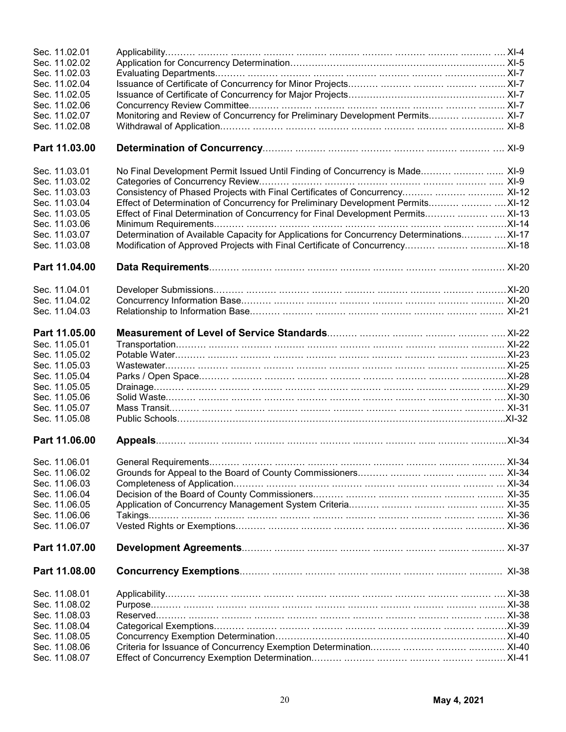| | | |
|---|---|---|
| Sec. 11.02.01 | Applicability | XI-4 |
| Sec. 11.02.02 | Application for Concurrency Determination | XI-5 |
| Sec. 11.02.03 | Evaluating Departments | XI-7 |
| Sec. 11.02.04 | Issuance of Certificate of Concurrency for Minor Projects | XI-7 |
| Sec. 11.02.05 | Issuance of Certificate of Concurrency for Major Projects | XI-7 |
| Sec. 11.02.06 | Concurrency Review Committee | XI-7 |
| Sec. 11.02.07 | Monitoring and Review of Concurrency for Preliminary Development Permits | XI-7 |
| Sec. 11.02.08 | Withdrawal of Application | XI-8 |
| **Part 11.03.00** | **Determination of Concurrency** | XI-9 |
| Sec. 11.03.01 | No Final Development Permit Issued Until Finding of Concurrency is Made | XI-9 |
| Sec. 11.03.02 | Categories of Concurrency Review | XI-9 |
| Sec. 11.03.03 | Consistency of Phased Projects with Final Certificates of Concurrency | XI-12 |
| Sec. 11.03.04 | Effect of Determination of Concurrency for Preliminary Development Permits | XI-12 |
| Sec. 11.03.05 | Effect of Final Determination of Concurrency for Final Development Permits | XI-13 |
| Sec. 11.03.06 | Minimum Requirements | XI-14 |
| Sec. 11.03.07 | Determination of Available Capacity for Applications for Concurrency Determinations | XI-17 |
| Sec. 11.03.08 | Modification of Approved Projects with Final Certificate of Concurrency | XI-18 |
| **Part 11.04.00** | **Data Requirements** | XI-20 |
| Sec. 11.04.01 | Developer Submissions | XI-20 |
| Sec. 11.04.02 | Concurrency Information Base | XI-20 |
| Sec. 11.04.03 | Relationship to Information Base | XI-21 |
| **Part 11.05.00** | **Measurement of Level of Service Standards** | XI-22 |
| Sec. 11.05.01 | Transportation | XI-22 |
| Sec. 11.05.02 | Potable Water | XI-23 |
| Sec. 11.05.03 | Wastewater | XI-25 |
| Sec. 11.05.04 | Parks / Open Space | XI-28 |
| Sec. 11.05.05 | Drainage | XI-29 |
| Sec. 11.05.06 | Solid Waste | XI-30 |
| Sec. 11.05.07 | Mass Transit | XI-31 |
| Sec. 11.05.08 | Public Schools | XI-32 |
| **Part 11.06.00** | **Appeals** | XI-34 |
| Sec. 11.06.01 | General Requirements | XI-34 |
| Sec. 11.06.02 | Grounds for Appeal to the Board of County Commissioners | XI-34 |
| Sec. 11.06.03 | Completeness of Application | XI-34 |
| Sec. 11.06.04 | Decision of the Board of County Commissioners | XI-35 |
| Sec. 11.06.05 | Application of Concurrency Management System Criteria | XI-35 |
| Sec. 11.06.06 | Takings | XI-36 |
| Sec. 11.06.07 | Vested Rights or Exemptions | XI-36 |
| **Part 11.07.00** | **Development Agreements** | XI-37 |
| **Part 11.08.00** | **Concurrency Exemptions** | XI-38 |
| Sec. 11.08.01 | Applicability | XI-38 |
| Sec. 11.08.02 | Purpose | XI-38 |
| Sec. 11.08.03 | Reserved | XI-38 |
| Sec. 11.08.04 | Categorical Exemptions | XI-39 |
| Sec. 11.08.05 | Concurrency Exemption Determination | XI-40 |
| Sec. 11.08.06 | Criteria for Issuance of Concurrency Exemption Determination | XI-40 |
| Sec. 11.08.07 | Effect of Concurrency Exemption Determination | XI-41 |

**May 4, 2021**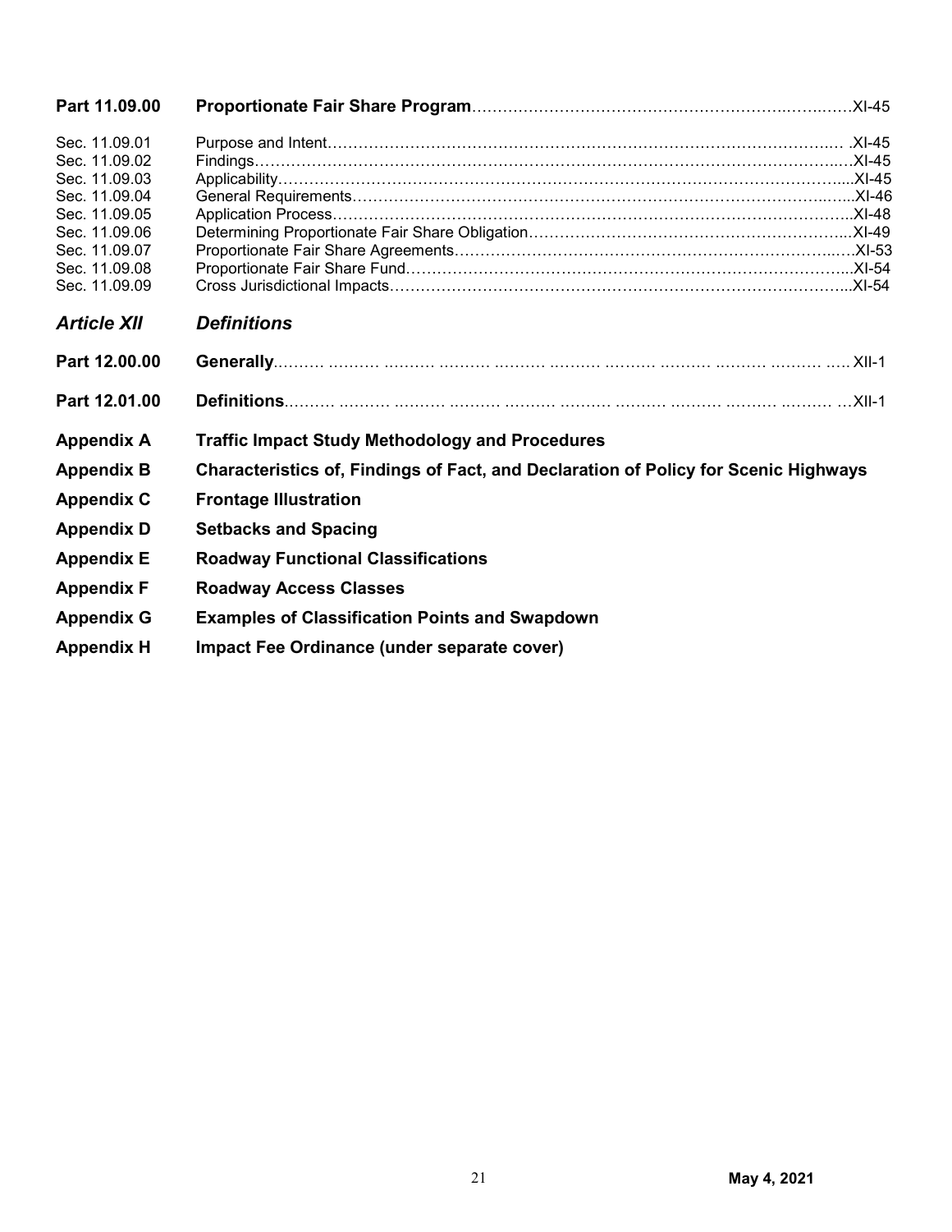| | | |
|---|---|---|
| **Part 11.09.00** | **Proportionate Fair Share Program** | XI-45 |
| Sec. 11.09.01 | Purpose and Intent | XI-45 |
| Sec. 11.09.02 | Findings | XI-45 |
| Sec. 11.09.03 | Applicability | XI-45 |
| Sec. 11.09.04 | General Requirements | XI-46 |
| Sec. 11.09.05 | Application Process | XI-48 |
| Sec. 11.09.06 | Determining Proportionate Fair Share Obligation | XI-49 |
| Sec. 11.09.07 | Proportionate Fair Share Agreements | XI-53 |
| Sec. 11.09.08 | Proportionate Fair Share Fund | XI-54 |
| Sec. 11.09.09 | Cross Jurisdictional Impacts | XI-54 |
| ***Article XII*** | ***Definitions*** | |
| **Part 12.00.00** | **Generally** | XII-1 |
| **Part 12.01.00** | **Definitions** | XII-1 |
| **Appendix A** | **Traffic Impact Study Methodology and Procedures** | |
| **Appendix B** | **Characteristics of, Findings of Fact, and Declaration of Policy for Scenic Highways** | |
| **Appendix C** | **Frontage Illustration** | |
| **Appendix D** | **Setbacks and Spacing** | |
| **Appendix E** | **Roadway Functional Classifications** | |
| **Appendix F** | **Roadway Access Classes** | |
| **Appendix G** | **Examples of Classification Points and Swapdown** | |
| **Appendix H** | **Impact Fee Ordinance (under separate cover)** | |

**May 4, 2021**